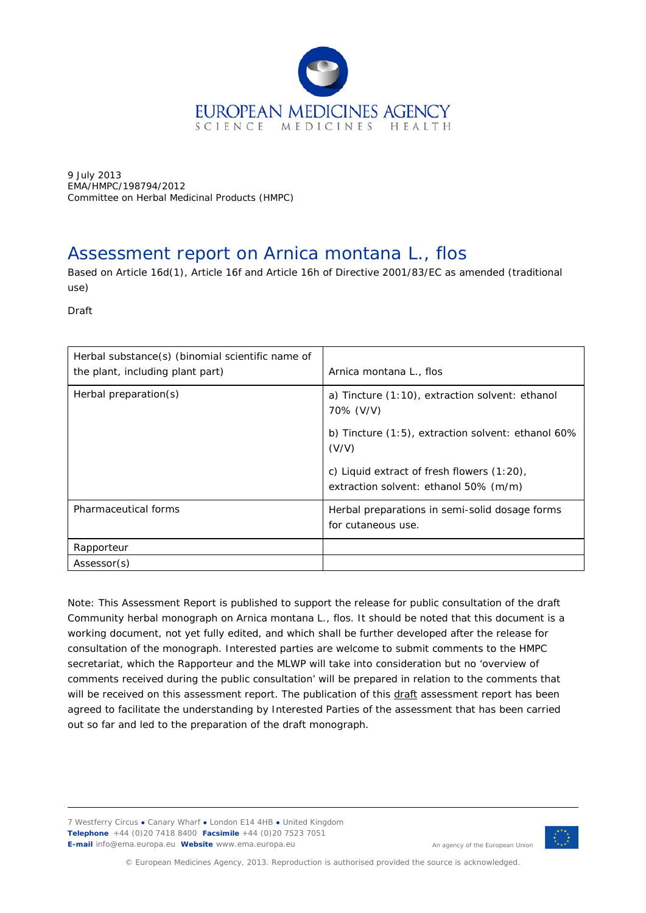9 July 2013
EMA/HMPC/198794/2012
Committee on Herbal Medicinal Products (HMPC)

# Assessment report on Arnica montana L., flos

Based on Article 16d(1), Article 16f and Article 16h of Directive 2001/83/EC as amended (traditional use)

Draft

| Herbal substance(s) (binomial scientific name of the plant, including plant part) | Arnica montana L., flos |
|---|---|
| Herbal preparation(s) | a) Tincture (1:10), extraction solvent: ethanol 70% (V/V)<br><br>b) Tincture (1:5), extraction solvent: ethanol 60% (V/V)<br><br>c) Liquid extract of fresh flowers (1:20), extraction solvent: ethanol 50% (m/m) |
| Pharmaceutical forms | Herbal preparations in semi-solid dosage forms for cutaneous use. |
| Rapporteur | |
| Assessor(s) | |

Note: This Assessment Report is published to support the release for public consultation of the draft Community herbal monograph on Arnica montana L., flos. It should be noted that this document is a working document, not yet fully edited, and which shall be further developed after the release for consultation of the monograph. Interested parties are welcome to submit comments to the HMPC secretariat, which the Rapporteur and the MLWP will take into consideration but no 'overview of comments received during the public consultation' will be prepared in relation to the comments that will be received on this assessment report. The publication of this draft assessment report has been agreed to facilitate the understanding by Interested Parties of the assessment that has been carried out so far and led to the preparation of the draft monograph.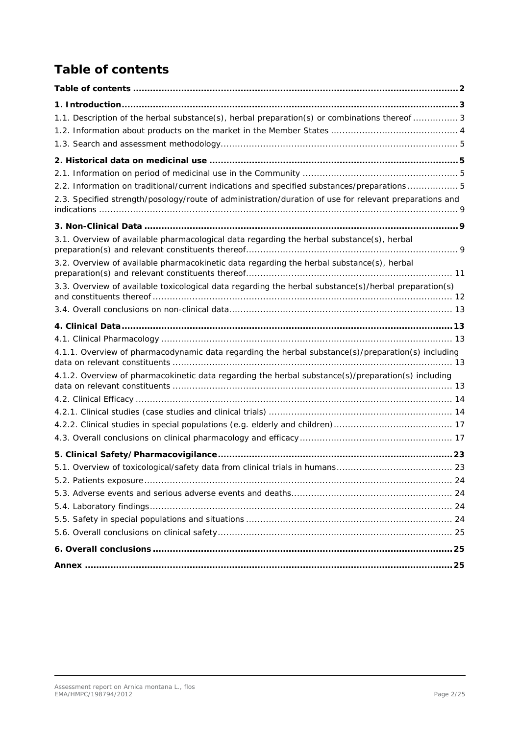# Table of contents

**Table of contents** .......... **2**

**1. Introduction** .......... **3**

1.1. Description of the herbal substance(s), herbal preparation(s) or combinations thereof .......... 3

1.2. Information about products on the market in the Member States .......... 4

1.3. Search and assessment methodology .......... 5

**2. Historical data on medicinal use** .......... **5**

2.1. Information on period of medicinal use in the Community .......... 5

2.2. Information on traditional/current indications and specified substances/preparations .......... 5

2.3. Specified strength/posology/route of administration/duration of use for relevant preparations and indications .......... 9

**3. Non-Clinical Data** .......... **9**

3.1. Overview of available pharmacological data regarding the herbal substance(s), herbal preparation(s) and relevant constituents thereof .......... 9

3.2. Overview of available pharmacokinetic data regarding the herbal substance(s), herbal preparation(s) and relevant constituents thereof .......... 11

3.3. Overview of available toxicological data regarding the herbal substance(s)/herbal preparation(s) and constituents thereof .......... 12

3.4. Overall conclusions on non-clinical data .......... 13

**4. Clinical Data** .......... **13**

4.1. Clinical Pharmacology .......... 13

4.1.1. Overview of pharmacodynamic data regarding the herbal substance(s)/preparation(s) including data on relevant constituents .......... 13

4.1.2. Overview of pharmacokinetic data regarding the herbal substance(s)/preparation(s) including data on relevant constituents .......... 13

4.2. Clinical Efficacy .......... 14

4.2.1. Clinical studies (case studies and clinical trials) .......... 14

4.2.2. Clinical studies in special populations (e.g. elderly and children) .......... 17

4.3. Overall conclusions on clinical pharmacology and efficacy .......... 17

**5. Clinical Safety/Pharmacovigilance** .......... **23**

5.1. Overview of toxicological/safety data from clinical trials in humans .......... 23

5.2. Patients exposure .......... 24

5.3. Adverse events and serious adverse events and deaths .......... 24

5.4. Laboratory findings .......... 24

5.5. Safety in special populations and situations .......... 24

5.6. Overall conclusions on clinical safety .......... 25

**6. Overall conclusions** .......... **25**

**Annex** .......... **25**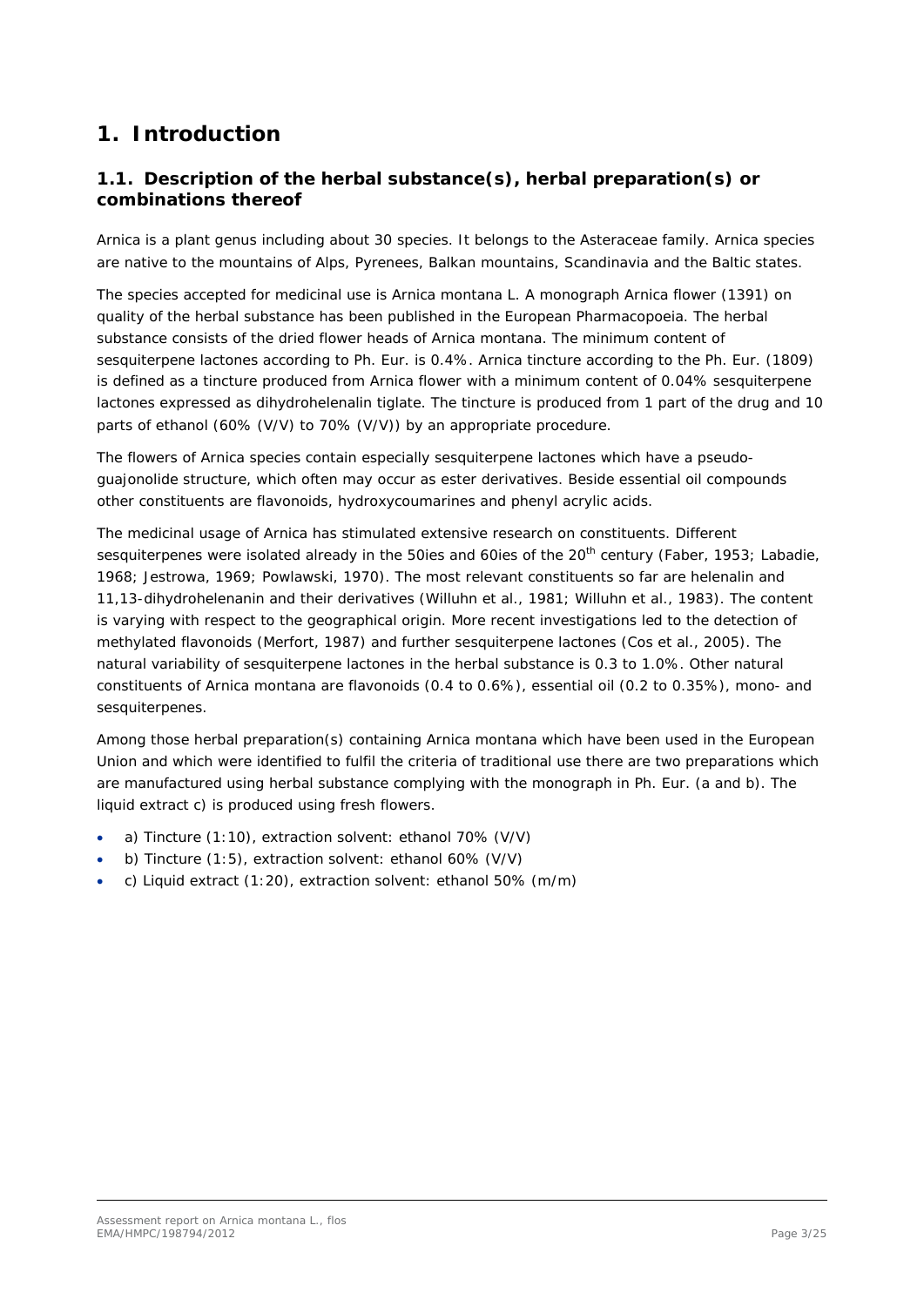# 1. Introduction

## 1.1. Description of the herbal substance(s), herbal preparation(s) or combinations thereof

Arnica is a plant genus including about 30 species. It belongs to the Asteraceae family. Arnica species are native to the mountains of Alps, Pyrenees, Balkan mountains, Scandinavia and the Baltic states.

The species accepted for medicinal use is Arnica montana L. A monograph Arnica flower (1391) on quality of the herbal substance has been published in the European Pharmacopoeia. The herbal substance consists of the dried flower heads of Arnica montana. The minimum content of sesquiterpene lactones according to Ph. Eur. is 0.4%. Arnica tincture according to the Ph. Eur. (1809) is defined as a tincture produced from Arnica flower with a minimum content of 0.04% sesquiterpene lactones expressed as dihydrohelenalin tiglate. The tincture is produced from 1 part of the drug and 10 parts of ethanol (60% (V/V) to 70% (V/V)) by an appropriate procedure.

The flowers of Arnica species contain especially sesquiterpene lactones which have a pseudo-guajonolide structure, which often may occur as ester derivatives. Beside essential oil compounds other constituents are flavonoids, hydroxycoumarines and phenyl acrylic acids.

The medicinal usage of Arnica has stimulated extensive research on constituents. Different sesquiterpenes were isolated already in the 50ies and 60ies of the 20th century (Faber, 1953; Labadie, 1968; Jestrowa, 1969; Powlawski, 1970). The most relevant constituents so far are helenalin and 11,13-dihydrohelenanin and their derivatives (Willuhn et al., 1981; Willuhn et al., 1983). The content is varying with respect to the geographical origin. More recent investigations led to the detection of methylated flavonoids (Merfort, 1987) and further sesquiterpene lactones (Cos et al., 2005). The natural variability of sesquiterpene lactones in the herbal substance is 0.3 to 1.0%. Other natural constituents of Arnica montana are flavonoids (0.4 to 0.6%), essential oil (0.2 to 0.35%), mono- and sesquiterpenes.

Among those herbal preparation(s) containing Arnica montana which have been used in the European Union and which were identified to fulfil the criteria of traditional use there are two preparations which are manufactured using herbal substance complying with the monograph in Ph. Eur. (a and b). The liquid extract c) is produced using fresh flowers.

- a) Tincture (1:10), extraction solvent: ethanol 70% (V/V)
- b) Tincture (1:5), extraction solvent: ethanol 60% (V/V)
- c) Liquid extract (1:20), extraction solvent: ethanol 50% (m/m)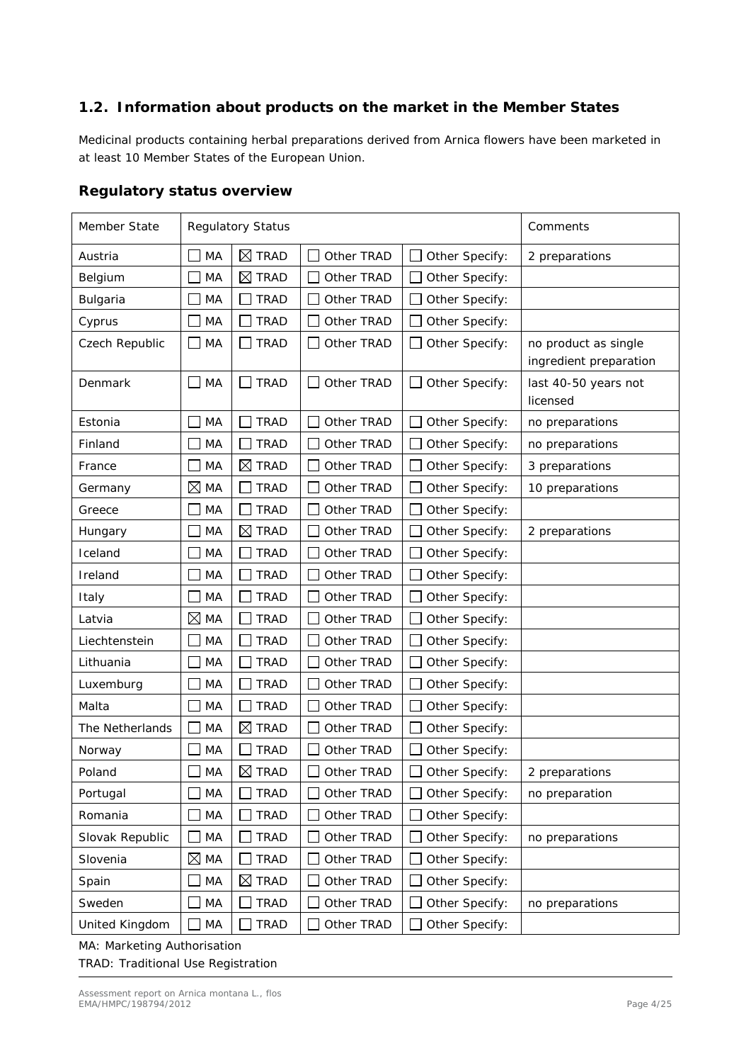## 1.2. Information about products on the market in the Member States

Medicinal products containing herbal preparations derived from Arnica flowers have been marketed in at least 10 Member States of the European Union.

### Regulatory status overview

| Member State | Regulatory Status | | | | Comments |
|---|---|---|---|---|---|
| Austria | ☐ MA | ☒ TRAD | ☐ Other TRAD | ☐ Other Specify: | 2 preparations |
| Belgium | ☐ MA | ☒ TRAD | ☐ Other TRAD | ☐ Other Specify: | |
| Bulgaria | ☐ MA | ☐ TRAD | ☐ Other TRAD | ☐ Other Specify: | |
| Cyprus | ☐ MA | ☐ TRAD | ☐ Other TRAD | ☐ Other Specify: | |
| Czech Republic | ☐ MA | ☐ TRAD | ☐ Other TRAD | ☐ Other Specify: | no product as single ingredient preparation |
| Denmark | ☐ MA | ☐ TRAD | ☐ Other TRAD | ☐ Other Specify: | last 40-50 years not licensed |
| Estonia | ☐ MA | ☐ TRAD | ☐ Other TRAD | ☐ Other Specify: | no preparations |
| Finland | ☐ MA | ☐ TRAD | ☐ Other TRAD | ☐ Other Specify: | no preparations |
| France | ☐ MA | ☒ TRAD | ☐ Other TRAD | ☐ Other Specify: | 3 preparations |
| Germany | ☒ MA | ☐ TRAD | ☐ Other TRAD | ☐ Other Specify: | 10 preparations |
| Greece | ☐ MA | ☐ TRAD | ☐ Other TRAD | ☐ Other Specify: | |
| Hungary | ☐ MA | ☒ TRAD | ☐ Other TRAD | ☐ Other Specify: | 2 preparations |
| Iceland | ☐ MA | ☐ TRAD | ☐ Other TRAD | ☐ Other Specify: | |
| Ireland | ☐ MA | ☐ TRAD | ☐ Other TRAD | ☐ Other Specify: | |
| Italy | ☐ MA | ☐ TRAD | ☐ Other TRAD | ☐ Other Specify: | |
| Latvia | ☒ MA | ☐ TRAD | ☐ Other TRAD | ☐ Other Specify: | |
| Liechtenstein | ☐ MA | ☐ TRAD | ☐ Other TRAD | ☐ Other Specify: | |
| Lithuania | ☐ MA | ☐ TRAD | ☐ Other TRAD | ☐ Other Specify: | |
| Luxemburg | ☐ MA | ☐ TRAD | ☐ Other TRAD | ☐ Other Specify: | |
| Malta | ☐ MA | ☐ TRAD | ☐ Other TRAD | ☐ Other Specify: | |
| The Netherlands | ☐ MA | ☒ TRAD | ☐ Other TRAD | ☐ Other Specify: | |
| Norway | ☐ MA | ☐ TRAD | ☐ Other TRAD | ☐ Other Specify: | |
| Poland | ☐ MA | ☒ TRAD | ☐ Other TRAD | ☐ Other Specify: | 2 preparations |
| Portugal | ☐ MA | ☐ TRAD | ☐ Other TRAD | ☐ Other Specify: | no preparation |
| Romania | ☐ MA | ☐ TRAD | ☐ Other TRAD | ☐ Other Specify: | |
| Slovak Republic | ☐ MA | ☐ TRAD | ☐ Other TRAD | ☐ Other Specify: | no preparations |
| Slovenia | ☒ MA | ☐ TRAD | ☐ Other TRAD | ☐ Other Specify: | |
| Spain | ☐ MA | ☒ TRAD | ☐ Other TRAD | ☐ Other Specify: | |
| Sweden | ☐ MA | ☐ TRAD | ☐ Other TRAD | ☐ Other Specify: | no preparations |
| United Kingdom | ☐ MA | ☐ TRAD | ☐ Other TRAD | ☐ Other Specify: | |

MA: Marketing Authorisation

TRAD: Traditional Use Registration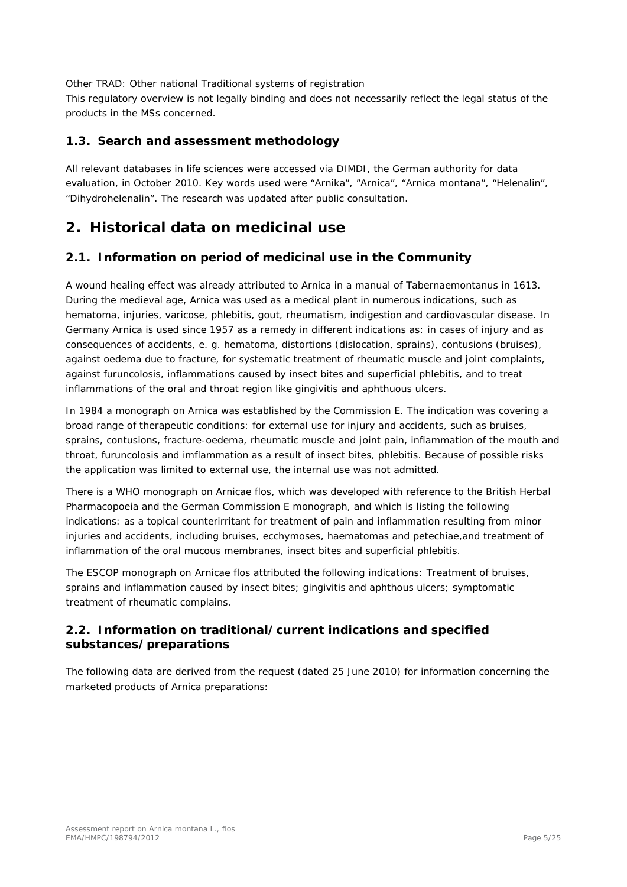Other TRAD: Other national Traditional systems of registration
This regulatory overview is not legally binding and does not necessarily reflect the legal status of the products in the MSs concerned.

### 1.3. Search and assessment methodology

All relevant databases in life sciences were accessed via DIMDI, the German authority for data evaluation, in October 2010. Key words used were "Arnika", "Arnica", "Arnica montana", "Helenalin", "Dihydrohelenalin". The research was updated after public consultation.

## 2. Historical data on medicinal use

### 2.1. Information on period of medicinal use in the Community

A wound healing effect was already attributed to Arnica in a manual of Tabernaemontanus in 1613. During the medieval age, Arnica was used as a medical plant in numerous indications, such as hematoma, injuries, varicose, phlebitis, gout, rheumatism, indigestion and cardiovascular disease. In Germany Arnica is used since 1957 as a remedy in different indications as: in cases of injury and as consequences of accidents, e. g. hematoma, distortions (dislocation, sprains), contusions (bruises), against oedema due to fracture, for systematic treatment of rheumatic muscle and joint complaints, against furuncolosis, inflammations caused by insect bites and superficial phlebitis, and to treat inflammations of the oral and throat region like gingivitis and aphthuous ulcers.

In 1984 a monograph on Arnica was established by the Commission E. The indication was covering a broad range of therapeutic conditions: for external use for injury and accidents, such as bruises, sprains, contusions, fracture-oedema, rheumatic muscle and joint pain, inflammation of the mouth and throat, furuncolosis and imflammation as a result of insect bites, phlebitis. Because of possible risks the application was limited to external use, the internal use was not admitted.

There is a WHO monograph on Arnicae flos, which was developed with reference to the British Herbal Pharmacopoeia and the German Commission E monograph, and which is listing the following indications: as a topical counterirritant for treatment of pain and inflammation resulting from minor injuries and accidents, including bruises, ecchymoses, haematomas and petechiae,and treatment of inflammation of the oral mucous membranes, insect bites and superficial phlebitis.

The ESCOP monograph on Arnicae flos attributed the following indications: Treatment of bruises, sprains and inflammation caused by insect bites; gingivitis and aphthous ulcers; symptomatic treatment of rheumatic complains.

### 2.2. Information on traditional/current indications and specified substances/preparations

The following data are derived from the request (dated 25 June 2010) for information concerning the marketed products of Arnica preparations: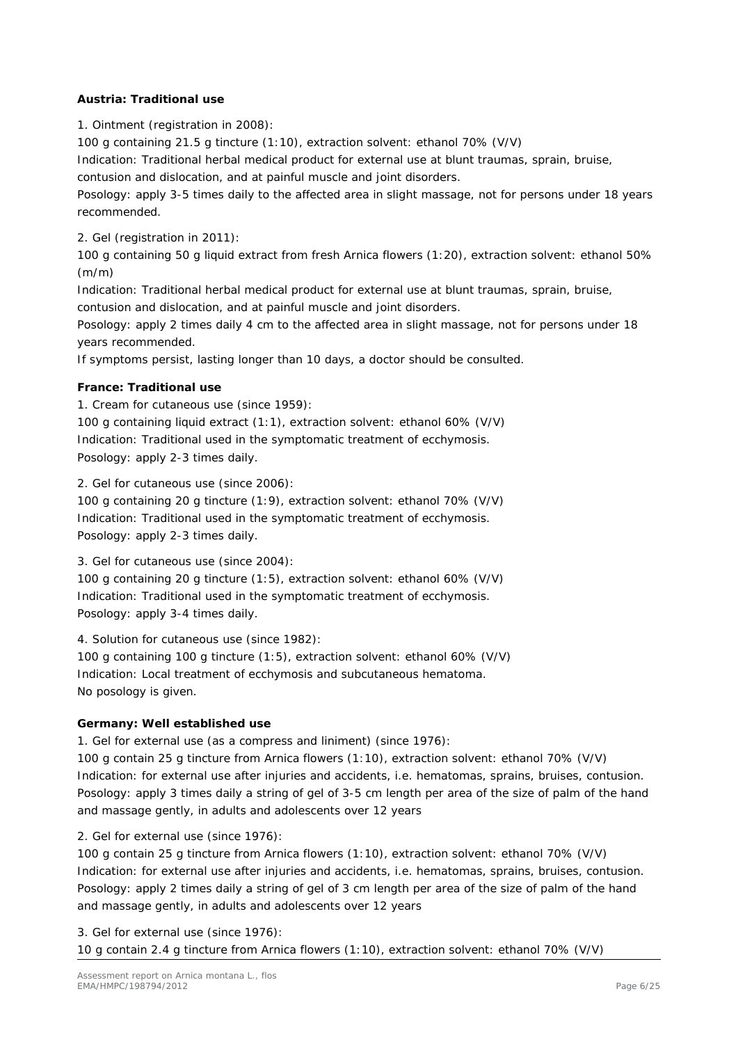**Austria: Traditional use**

1. Ointment (registration in 2008):
100 g containing 21.5 g tincture (1:10), extraction solvent: ethanol 70% (V/V)
Indication: Traditional herbal medical product for external use at blunt traumas, sprain, bruise, contusion and dislocation, and at painful muscle and joint disorders.
Posology: apply 3-5 times daily to the affected area in slight massage, not for persons under 18 years recommended.

2. Gel (registration in 2011):
100 g containing 50 g liquid extract from fresh Arnica flowers (1:20), extraction solvent: ethanol 50% (m/m)
Indication: Traditional herbal medical product for external use at blunt traumas, sprain, bruise, contusion and dislocation, and at painful muscle and joint disorders.
Posology: apply 2 times daily 4 cm to the affected area in slight massage, not for persons under 18 years recommended.
If symptoms persist, lasting longer than 10 days, a doctor should be consulted.

**France: Traditional use**

1. Cream for cutaneous use (since 1959):
100 g containing liquid extract (1:1), extraction solvent: ethanol 60% (V/V)
Indication: Traditional used in the symptomatic treatment of ecchymosis.
Posology: apply 2-3 times daily.

2. Gel for cutaneous use (since 2006):
100 g containing 20 g tincture (1:9), extraction solvent: ethanol 70% (V/V)
Indication: Traditional used in the symptomatic treatment of ecchymosis.
Posology: apply 2-3 times daily.

3. Gel for cutaneous use (since 2004):
100 g containing 20 g tincture (1:5), extraction solvent: ethanol 60% (V/V)
Indication: Traditional used in the symptomatic treatment of ecchymosis.
Posology: apply 3-4 times daily.

4. Solution for cutaneous use (since 1982):
100 g containing 100 g tincture (1:5), extraction solvent: ethanol 60% (V/V)
Indication: Local treatment of ecchymosis and subcutaneous hematoma.
No posology is given.

**Germany: Well established use**

1. Gel for external use (as a compress and liniment) (since 1976):
100 g contain 25 g tincture from Arnica flowers (1:10), extraction solvent: ethanol 70% (V/V)
Indication: for external use after injuries and accidents, i.e. hematomas, sprains, bruises, contusion.
Posology: apply 3 times daily a string of gel of 3-5 cm length per area of the size of palm of the hand and massage gently, in adults and adolescents over 12 years

2. Gel for external use (since 1976):
100 g contain 25 g tincture from Arnica flowers (1:10), extraction solvent: ethanol 70% (V/V)
Indication: for external use after injuries and accidents, i.e. hematomas, sprains, bruises, contusion.
Posology: apply 2 times daily a string of gel of 3 cm length per area of the size of palm of the hand and massage gently, in adults and adolescents over 12 years

3. Gel for external use (since 1976):
10 g contain 2.4 g tincture from Arnica flowers (1:10), extraction solvent: ethanol 70% (V/V)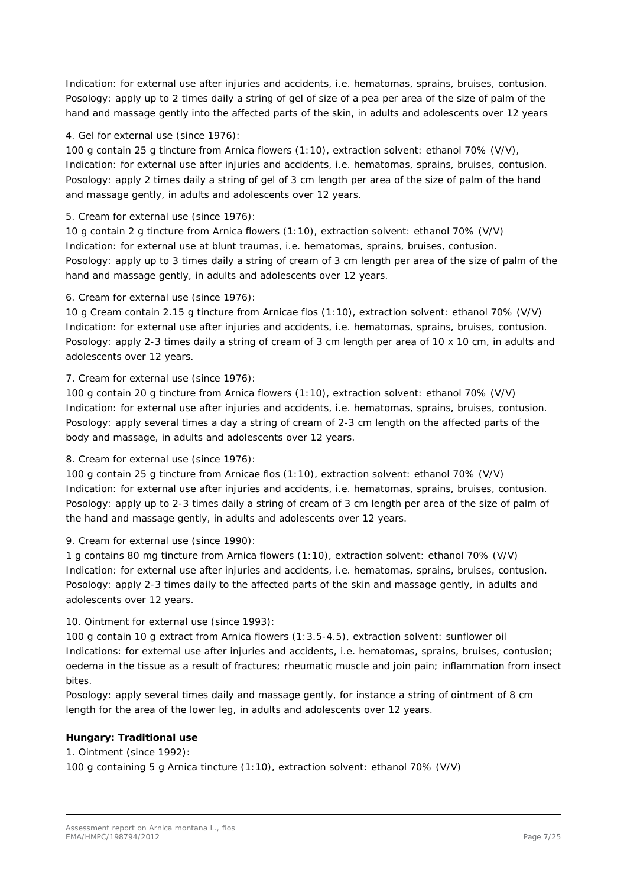Indication: for external use after injuries and accidents, i.e. hematomas, sprains, bruises, contusion.
Posology: apply up to 2 times daily a string of gel of size of a pea per area of the size of palm of the hand and massage gently into the affected parts of the skin, in adults and adolescents over 12 years

4. Gel for external use (since 1976):
100 g contain 25 g tincture from Arnica flowers (1:10), extraction solvent: ethanol 70% (V/V),
Indication: for external use after injuries and accidents, i.e. hematomas, sprains, bruises, contusion.
Posology: apply 2 times daily a string of gel of 3 cm length per area of the size of palm of the hand and massage gently, in adults and adolescents over 12 years.

5. Cream for external use (since 1976):
10 g contain 2 g tincture from Arnica flowers (1:10), extraction solvent: ethanol 70% (V/V)
Indication: for external use at blunt traumas, i.e. hematomas, sprains, bruises, contusion.
Posology: apply up to 3 times daily a string of cream of 3 cm length per area of the size of palm of the hand and massage gently, in adults and adolescents over 12 years.

6. Cream for external use (since 1976):
10 g Cream contain 2.15 g tincture from Arnicae flos (1:10), extraction solvent: ethanol 70% (V/V)
Indication: for external use after injuries and accidents, i.e. hematomas, sprains, bruises, contusion.
Posology: apply 2-3 times daily a string of cream of 3 cm length per area of 10 x 10 cm, in adults and adolescents over 12 years.

7. Cream for external use (since 1976):
100 g contain 20 g tincture from Arnica flowers (1:10), extraction solvent: ethanol 70% (V/V)
Indication: for external use after injuries and accidents, i.e. hematomas, sprains, bruises, contusion.
Posology: apply several times a day a string of cream of 2-3 cm length on the affected parts of the body and massage, in adults and adolescents over 12 years.

8. Cream for external use (since 1976):
100 g contain 25 g tincture from Arnicae flos (1:10), extraction solvent: ethanol 70% (V/V)
Indication: for external use after injuries and accidents, i.e. hematomas, sprains, bruises, contusion.
Posology: apply up to 2-3 times daily a string of cream of 3 cm length per area of the size of palm of the hand and massage gently, in adults and adolescents over 12 years.

9. Cream for external use (since 1990):
1 g contains 80 mg tincture from Arnica flowers (1:10), extraction solvent: ethanol 70% (V/V)
Indication: for external use after injuries and accidents, i.e. hematomas, sprains, bruises, contusion.
Posology: apply 2-3 times daily to the affected parts of the skin and massage gently, in adults and adolescents over 12 years.

10. Ointment for external use (since 1993):
100 g contain 10 g extract from Arnica flowers (1:3.5-4.5), extraction solvent: sunflower oil
Indications: for external use after injuries and accidents, i.e. hematomas, sprains, bruises, contusion; oedema in the tissue as a result of fractures; rheumatic muscle and join pain; inflammation from insect bites.
Posology: apply several times daily and massage gently, for instance a string of ointment of 8 cm length for the area of the lower leg, in adults and adolescents over 12 years.

**Hungary: Traditional use**

1. Ointment (since 1992):
100 g containing 5 g Arnica tincture (1:10), extraction solvent: ethanol 70% (V/V)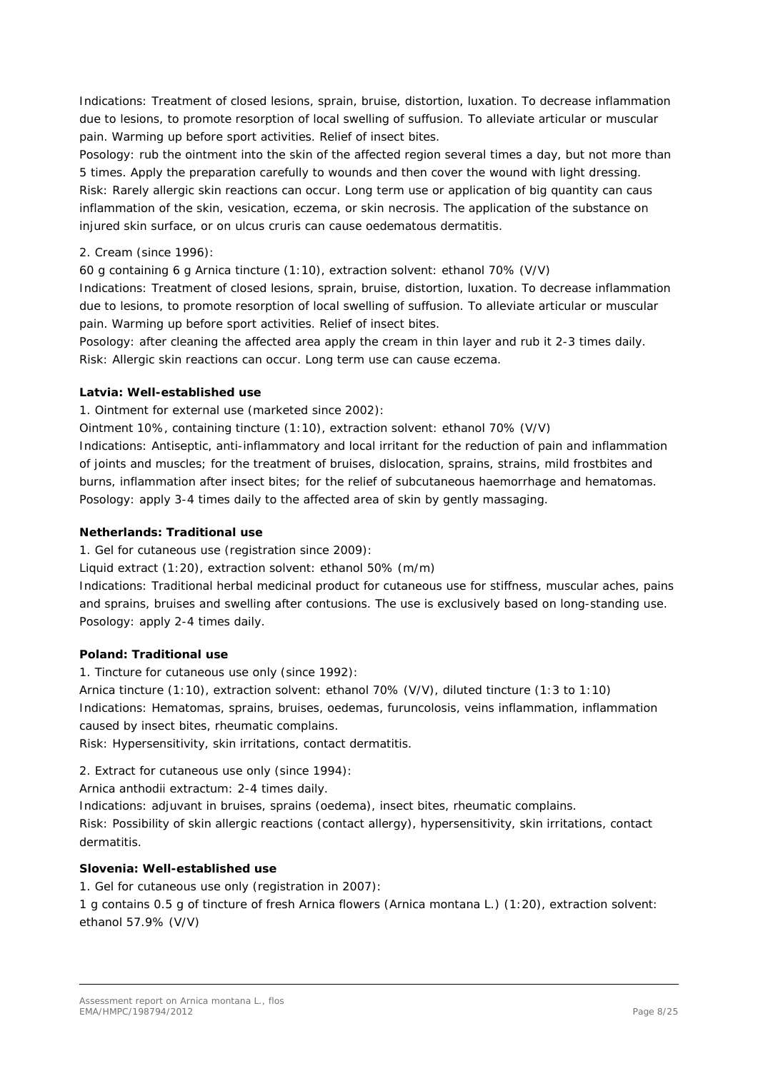Indications: Treatment of closed lesions, sprain, bruise, distortion, luxation. To decrease inflammation due to lesions, to promote resorption of local swelling of suffusion. To alleviate articular or muscular pain. Warming up before sport activities. Relief of insect bites.
Posology: rub the ointment into the skin of the affected region several times a day, but not more than 5 times. Apply the preparation carefully to wounds and then cover the wound with light dressing.
Risk: Rarely allergic skin reactions can occur. Long term use or application of big quantity can caus inflammation of the skin, vesication, eczema, or skin necrosis. The application of the substance on injured skin surface, or on ulcus cruris can cause oedematous dermatitis.

2. Cream (since 1996):
60 g containing 6 g Arnica tincture (1:10), extraction solvent: ethanol 70% (V/V)
Indications: Treatment of closed lesions, sprain, bruise, distortion, luxation. To decrease inflammation due to lesions, to promote resorption of local swelling of suffusion. To alleviate articular or muscular pain. Warming up before sport activities. Relief of insect bites.
Posology: after cleaning the affected area apply the cream in thin layer and rub it 2-3 times daily.
Risk: Allergic skin reactions can occur. Long term use can cause eczema.

**Latvia: Well-established use**

1. Ointment for external use (marketed since 2002):
Ointment 10%, containing tincture (1:10), extraction solvent: ethanol 70% (V/V)
Indications: Antiseptic, anti-inflammatory and local irritant for the reduction of pain and inflammation of joints and muscles; for the treatment of bruises, dislocation, sprains, strains, mild frostbites and burns, inflammation after insect bites; for the relief of subcutaneous haemorrhage and hematomas.
Posology: apply 3-4 times daily to the affected area of skin by gently massaging.

**Netherlands: Traditional use**

1. Gel for cutaneous use (registration since 2009):
Liquid extract (1:20), extraction solvent: ethanol 50% (m/m)
Indications: Traditional herbal medicinal product for cutaneous use for stiffness, muscular aches, pains and sprains, bruises and swelling after contusions. The use is exclusively based on long-standing use.
Posology: apply 2-4 times daily.

**Poland: Traditional use**

1. Tincture for cutaneous use only (since 1992):
Arnica tincture (1:10), extraction solvent: ethanol 70% (V/V), diluted tincture (1:3 to 1:10)
Indications: Hematomas, sprains, bruises, oedemas, furuncolosis, veins inflammation, inflammation caused by insect bites, rheumatic complains.
Risk: Hypersensitivity, skin irritations, contact dermatitis.

2. Extract for cutaneous use only (since 1994):
Arnica anthodii extractum: 2-4 times daily.
Indications: adjuvant in bruises, sprains (oedema), insect bites, rheumatic complains.
Risk: Possibility of skin allergic reactions (contact allergy), hypersensitivity, skin irritations, contact dermatitis.

**Slovenia: Well-established use**

1. Gel for cutaneous use only (registration in 2007):
1 g contains 0.5 g of tincture of fresh Arnica flowers (Arnica montana L.) (1:20), extraction solvent: ethanol 57.9% (V/V)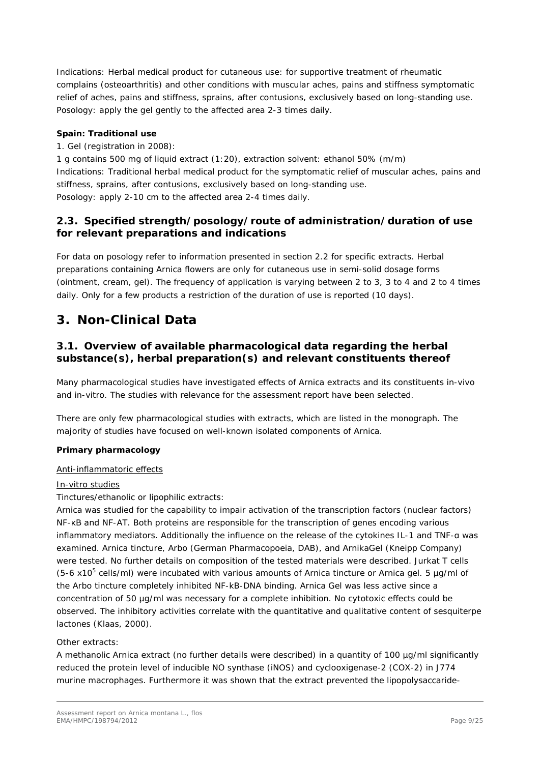Indications: Herbal medical product for cutaneous use: for supportive treatment of rheumatic complains (osteoarthritis) and other conditions with muscular aches, pains and stiffness symptomatic relief of aches, pains and stiffness, sprains, after contusions, exclusively based on long-standing use.
Posology: apply the gel gently to the affected area 2-3 times daily.

**Spain: Traditional use**

1. Gel (registration in 2008):
1 g contains 500 mg of liquid extract (1:20), extraction solvent: ethanol 50% (m/m)
Indications: Traditional herbal medical product for the symptomatic relief of muscular aches, pains and stiffness, sprains, after contusions, exclusively based on long-standing use.
Posology: apply 2-10 cm to the affected area 2-4 times daily.

## 2.3. Specified strength/posology/route of administration/duration of use for relevant preparations and indications

For data on posology refer to information presented in section 2.2 for specific extracts. Herbal preparations containing Arnica flowers are only for cutaneous use in semi-solid dosage forms (ointment, cream, gel). The frequency of application is varying between 2 to 3, 3 to 4 and 2 to 4 times daily. Only for a few products a restriction of the duration of use is reported (10 days).

# 3. Non-Clinical Data

## 3.1. Overview of available pharmacological data regarding the herbal substance(s), herbal preparation(s) and relevant constituents thereof

Many pharmacological studies have investigated effects of Arnica extracts and its constituents in-vivo and in-vitro. The studies with relevance for the assessment report have been selected.

There are only few pharmacological studies with extracts, which are listed in the monograph. The majority of studies have focused on well-known isolated components of Arnica.

**Primary pharmacology**

Anti-inflammatoric effects

In-vitro studies

Tinctures/ethanolic or lipophilic extracts:

Arnica was studied for the capability to impair activation of the transcription factors (nuclear factors) NF-κB and NF-AT. Both proteins are responsible for the transcription of genes encoding various inflammatory mediators. Additionally the influence on the release of the cytokines IL-1 and TNF-α was examined. Arnica tincture, Arbo (German Pharmacopoeia, DAB), and ArnikaGel (Kneipp Company) were tested. No further details on composition of the tested materials were described. Jurkat T cells (5-6 $x10^5$ cells/ml) were incubated with various amounts of Arnica tincture or Arnica gel. 5 µg/ml of the Arbo tincture completely inhibited NF-kB-DNA binding. Arnica Gel was less active since a concentration of 50 µg/ml was necessary for a complete inhibition. No cytotoxic effects could be observed. The inhibitory activities correlate with the quantitative and qualitative content of sesquiterpe lactones (Klaas, 2000).

Other extracts:

A methanolic Arnica extract (no further details were described) in a quantity of 100 µg/ml significantly reduced the protein level of inducible NO synthase (iNOS) and cyclooxigenase-2 (COX-2) in J774 murine macrophages. Furthermore it was shown that the extract prevented the lipopolysaccaride-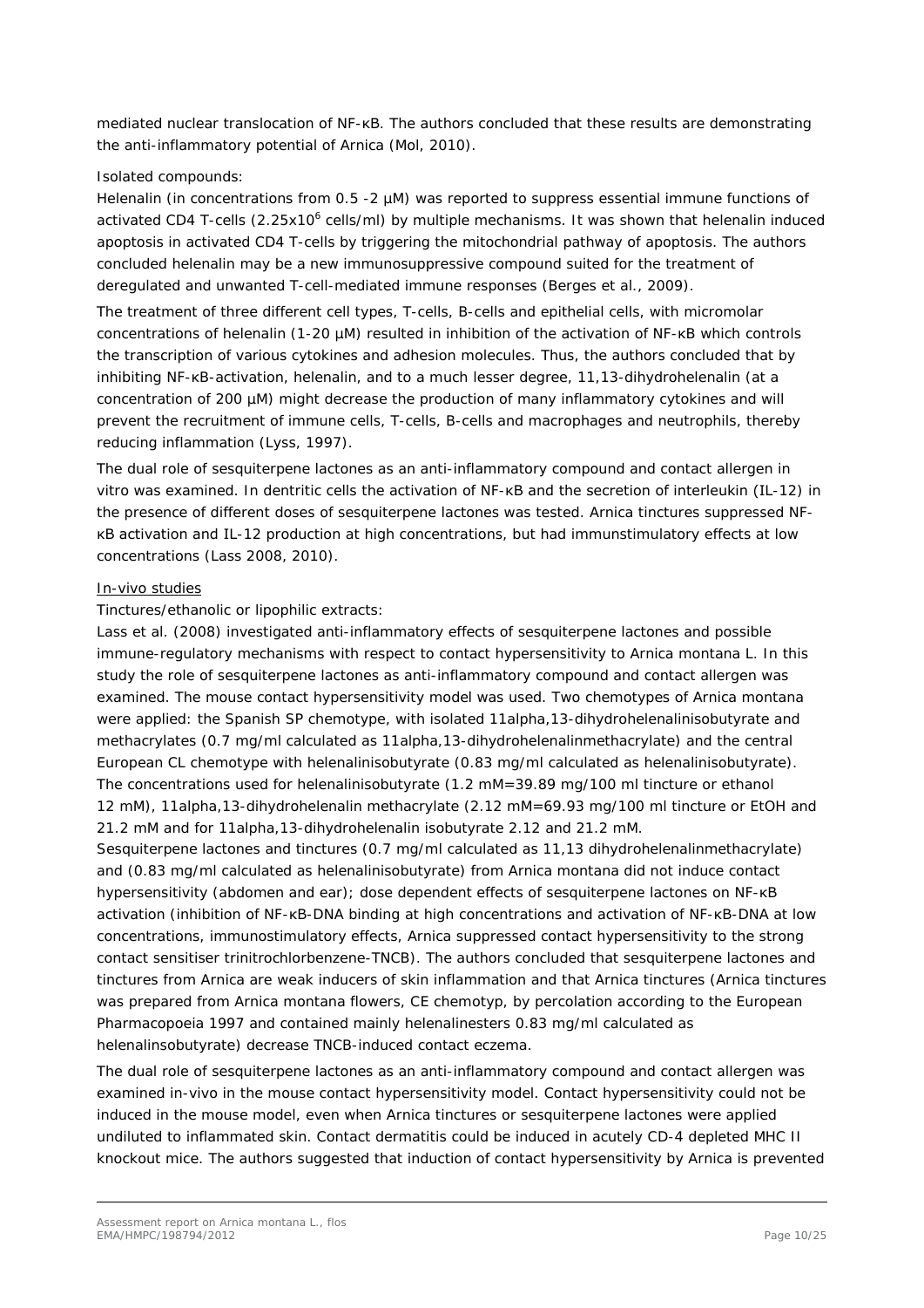mediated nuclear translocation of NF-κB. The authors concluded that these results are demonstrating the anti-inflammatory potential of Arnica (Mol, 2010).

Isolated compounds:

Helenalin (in concentrations from 0.5 -2 µM) was reported to suppress essential immune functions of activated CD4 T-cells ($2.25 \times 10^6$ cells/ml) by multiple mechanisms. It was shown that helenalin induced apoptosis in activated CD4 T-cells by triggering the mitochondrial pathway of apoptosis. The authors concluded helenalin may be a new immunosuppressive compound suited for the treatment of deregulated and unwanted T-cell-mediated immune responses (Berges et al., 2009).

The treatment of three different cell types, T-cells, B-cells and epithelial cells, with micromolar concentrations of helenalin (1-20 µM) resulted in inhibition of the activation of NF-κB which controls the transcription of various cytokines and adhesion molecules. Thus, the authors concluded that by inhibiting NF-κB-activation, helenalin, and to a much lesser degree, 11,13-dihydrohelenalin (at a concentration of 200 µM) might decrease the production of many inflammatory cytokines and will prevent the recruitment of immune cells, T-cells, B-cells and macrophages and neutrophils, thereby reducing inflammation (Lyss, 1997).

The dual role of sesquiterpene lactones as an anti-inflammatory compound and contact allergen in vitro was examined. In dentritic cells the activation of NF-κB and the secretion of interleukin (IL-12) in the presence of different doses of sesquiterpene lactones was tested. Arnica tinctures suppressed NF-κB activation and IL-12 production at high concentrations, but had immunstimulatory effects at low concentrations (Lass 2008, 2010).

In-vivo studies

Tinctures/ethanolic or lipophilic extracts:

Lass et al. (2008) investigated anti-inflammatory effects of sesquiterpene lactones and possible immune-regulatory mechanisms with respect to contact hypersensitivity to Arnica montana L. In this study the role of sesquiterpene lactones as anti-inflammatory compound and contact allergen was examined. The mouse contact hypersensitivity model was used. Two chemotypes of Arnica montana were applied: the Spanish SP chemotype, with isolated 11alpha,13-dihydrohelenalinisobutyrate and methacrylates (0.7 mg/ml calculated as 11alpha,13-dihydrohelenalinmethacrylate) and the central European CL chemotype with helenalinisobutyrate (0.83 mg/ml calculated as helenalinisobutyrate). The concentrations used for helenalinisobutyrate (1.2 mM=39.89 mg/100 ml tincture or ethanol 12 mM), 11alpha,13-dihydrohelenalin methacrylate (2.12 mM=69.93 mg/100 ml tincture or EtOH and 21.2 mM and for 11alpha,13-dihydrohelenalin isobutyrate 2.12 and 21.2 mM.

Sesquiterpene lactones and tinctures (0.7 mg/ml calculated as 11,13 dihydrohelenalinmethacrylate) and (0.83 mg/ml calculated as helenalinisobutyrate) from Arnica montana did not induce contact hypersensitivity (abdomen and ear); dose dependent effects of sesquiterpene lactones on NF-κB activation (inhibition of NF-κB-DNA binding at high concentrations and activation of NF-κB-DNA at low concentrations, immunostimulatory effects, Arnica suppressed contact hypersensitivity to the strong contact sensitiser trinitrochlorbenzene-TNCB). The authors concluded that sesquiterpene lactones and tinctures from Arnica are weak inducers of skin inflammation and that Arnica tinctures (Arnica tinctures was prepared from Arnica montana flowers, CE chemotyp, by percolation according to the European Pharmacopoeia 1997 and contained mainly helenalinesters 0.83 mg/ml calculated as helenalinsobutyrate) decrease TNCB-induced contact eczema.

The dual role of sesquiterpene lactones as an anti-inflammatory compound and contact allergen was examined in-vivo in the mouse contact hypersensitivity model. Contact hypersensitivity could not be induced in the mouse model, even when Arnica tinctures or sesquiterpene lactones were applied undiluted to inflammated skin. Contact dermatitis could be induced in acutely CD-4 depleted MHC II knockout mice. The authors suggested that induction of contact hypersensitivity by Arnica is prevented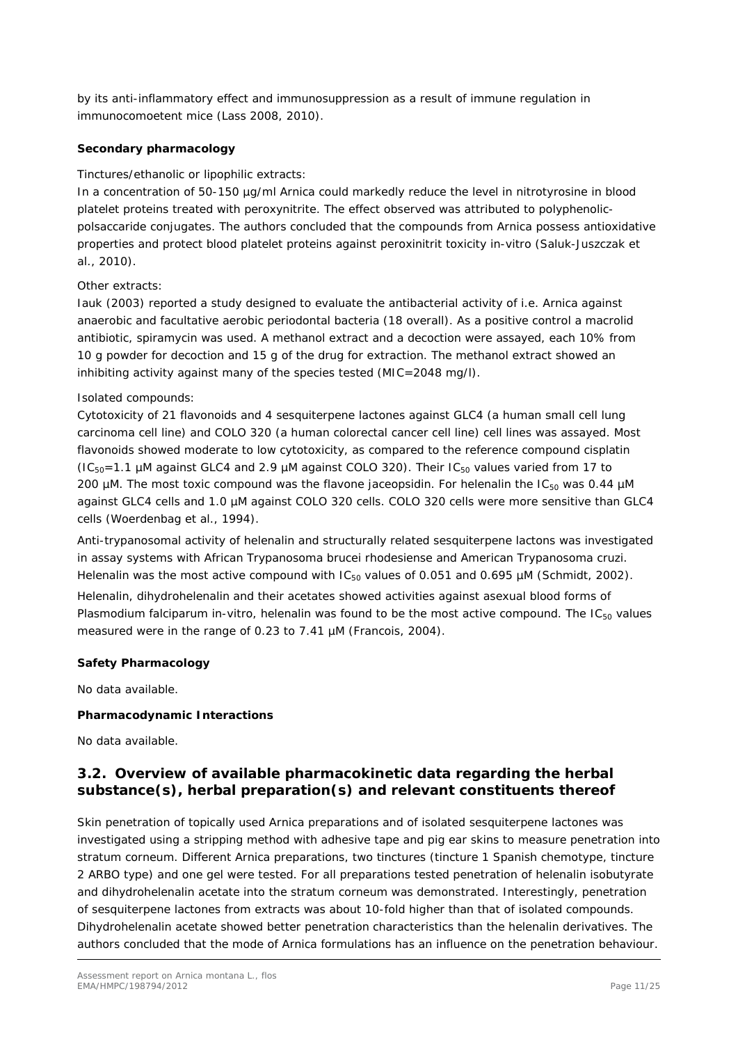by its anti-inflammatory effect and immunosuppression as a result of immune regulation in immunocomoetent mice (Lass 2008, 2010).

**Secondary pharmacology**

Tinctures/ethanolic or lipophilic extracts:

In a concentration of 50-150 µg/ml Arnica could markedly reduce the level in nitrotyrosine in blood platelet proteins treated with peroxynitrite. The effect observed was attributed to polyphenolic-polsaccaride conjugates. The authors concluded that the compounds from Arnica possess antioxidative properties and protect blood platelet proteins against peroxinitrit toxicity in-vitro (Saluk-Juszczak et al., 2010).

Other extracts:

Iauk (2003) reported a study designed to evaluate the antibacterial activity of i.e. Arnica against anaerobic and facultative aerobic periodontal bacteria (18 overall). As a positive control a macrolid antibiotic, spiramycin was used. A methanol extract and a decoction were assayed, each 10% from 10 g powder for decoction and 15 g of the drug for extraction. The methanol extract showed an inhibiting activity against many of the species tested (MIC=2048 mg/l).

Isolated compounds:

Cytotoxicity of 21 flavonoids and 4 sesquiterpene lactones against GLC4 (a human small cell lung carcinoma cell line) and COLO 320 (a human colorectal cancer cell line) cell lines was assayed. Most flavonoids showed moderate to low cytotoxicity, as compared to the reference compound cisplatin ($IC_{50}$=1.1 µM against GLC4 and 2.9 µM against COLO 320). Their $IC_{50}$ values varied from 17 to 200 µM. The most toxic compound was the flavone jaceopsidin. For helenalin the $IC_{50}$ was 0.44 µM against GLC4 cells and 1.0 µM against COLO 320 cells. COLO 320 cells were more sensitive than GLC4 cells (Woerdenbag et al., 1994).

Anti-trypanosomal activity of helenalin and structurally related sesquiterpene lactons was investigated in assay systems with African Trypanosoma brucei rhodesiense and American Trypanosoma cruzi. Helenalin was the most active compound with $IC_{50}$ values of 0.051 and 0.695 µM (Schmidt, 2002).

Helenalin, dihydrohelenalin and their acetates showed activities against asexual blood forms of Plasmodium falciparum in-vitro, helenalin was found to be the most active compound. The $IC_{50}$ values measured were in the range of 0.23 to 7.41 µM (Francois, 2004).

**Safety Pharmacology**

No data available.

**Pharmacodynamic Interactions**

No data available.

## 3.2. Overview of available pharmacokinetic data regarding the herbal substance(s), herbal preparation(s) and relevant constituents thereof

Skin penetration of topically used Arnica preparations and of isolated sesquiterpene lactones was investigated using a stripping method with adhesive tape and pig ear skins to measure penetration into stratum corneum. Different Arnica preparations, two tinctures (tincture 1 Spanish chemotype, tincture 2 ARBO type) and one gel were tested. For all preparations tested penetration of helenalin isobutyrate and dihydrohelenalin acetate into the stratum corneum was demonstrated. Interestingly, penetration of sesquiterpene lactones from extracts was about 10-fold higher than that of isolated compounds. Dihydrohelenalin acetate showed better penetration characteristics than the helenalin derivatives. The authors concluded that the mode of Arnica formulations has an influence on the penetration behaviour.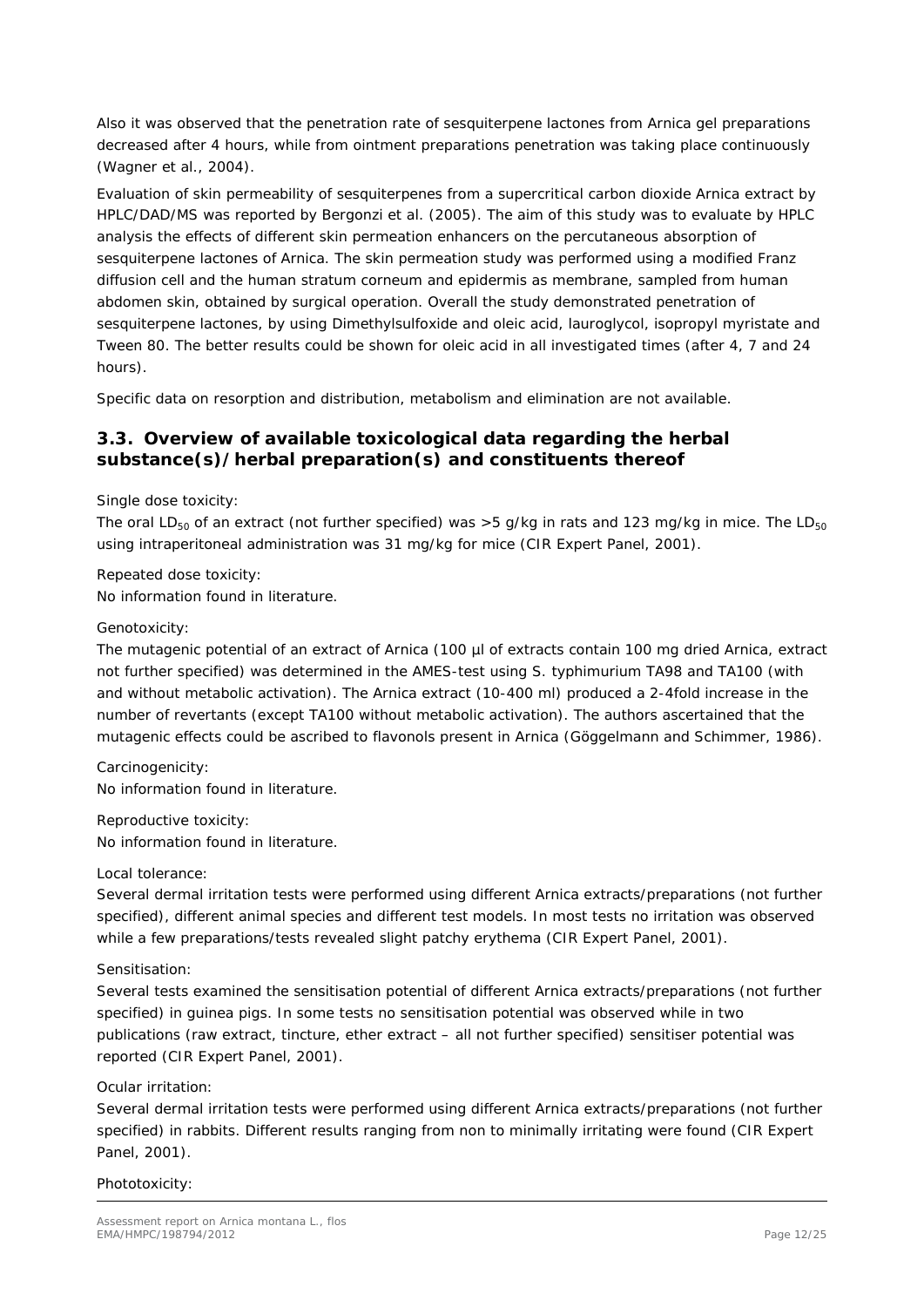Also it was observed that the penetration rate of sesquiterpene lactones from Arnica gel preparations decreased after 4 hours, while from ointment preparations penetration was taking place continuously (Wagner et al., 2004).

Evaluation of skin permeability of sesquiterpenes from a supercritical carbon dioxide Arnica extract by HPLC/DAD/MS was reported by Bergonzi et al. (2005). The aim of this study was to evaluate by HPLC analysis the effects of different skin permeation enhancers on the percutaneous absorption of sesquiterpene lactones of Arnica. The skin permeation study was performed using a modified Franz diffusion cell and the human stratum corneum and epidermis as membrane, sampled from human abdomen skin, obtained by surgical operation. Overall the study demonstrated penetration of sesquiterpene lactones, by using Dimethylsulfoxide and oleic acid, lauroglycol, isopropyl myristate and Tween 80. The better results could be shown for oleic acid in all investigated times (after 4, 7 and 24 hours).

Specific data on resorption and distribution, metabolism and elimination are not available.

## 3.3. Overview of available toxicological data regarding the herbal substance(s)/herbal preparation(s) and constituents thereof

Single dose toxicity:

The oral $LD_{50}$ of an extract (not further specified) was >5 g/kg in rats and 123 mg/kg in mice. The $LD_{50}$ using intraperitoneal administration was 31 mg/kg for mice (CIR Expert Panel, 2001).

Repeated dose toxicity:

No information found in literature.

Genotoxicity:

The mutagenic potential of an extract of Arnica (100 µl of extracts contain 100 mg dried Arnica, extract not further specified) was determined in the AMES-test using S. typhimurium TA98 and TA100 (with and without metabolic activation). The Arnica extract (10-400 ml) produced a 2-4fold increase in the number of revertants (except TA100 without metabolic activation). The authors ascertained that the mutagenic effects could be ascribed to flavonols present in Arnica (Göggelmann and Schimmer, 1986).

Carcinogenicity:

No information found in literature.

Reproductive toxicity:

No information found in literature.

Local tolerance:

Several dermal irritation tests were performed using different Arnica extracts/preparations (not further specified), different animal species and different test models. In most tests no irritation was observed while a few preparations/tests revealed slight patchy erythema (CIR Expert Panel, 2001).

Sensitisation:

Several tests examined the sensitisation potential of different Arnica extracts/preparations (not further specified) in guinea pigs. In some tests no sensitisation potential was observed while in two publications (raw extract, tincture, ether extract – all not further specified) sensitiser potential was reported (CIR Expert Panel, 2001).

Ocular irritation:

Several dermal irritation tests were performed using different Arnica extracts/preparations (not further specified) in rabbits. Different results ranging from non to minimally irritating were found (CIR Expert Panel, 2001).

Phototoxicity: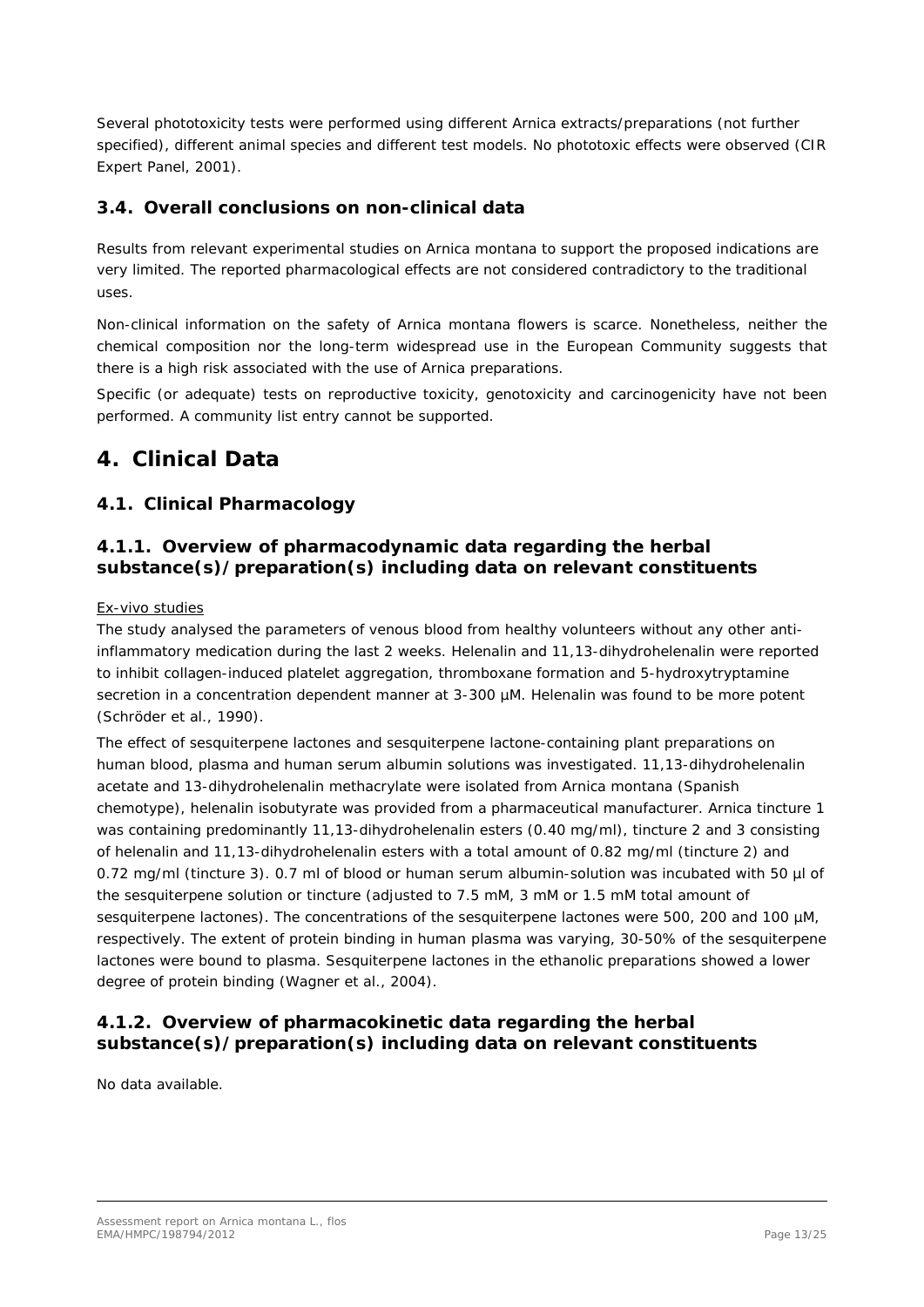Several phototoxicity tests were performed using different Arnica extracts/preparations (not further specified), different animal species and different test models. No phototoxic effects were observed (CIR Expert Panel, 2001).

### 3.4. Overall conclusions on non-clinical data

Results from relevant experimental studies on Arnica montana to support the proposed indications are very limited. The reported pharmacological effects are not considered contradictory to the traditional uses.

Non-clinical information on the safety of Arnica montana flowers is scarce. Nonetheless, neither the chemical composition nor the long-term widespread use in the European Community suggests that there is a high risk associated with the use of Arnica preparations.

Specific (or adequate) tests on reproductive toxicity, genotoxicity and carcinogenicity have not been performed. A community list entry cannot be supported.

# 4. Clinical Data

## 4.1. Clinical Pharmacology

### 4.1.1. Overview of pharmacodynamic data regarding the herbal substance(s)/preparation(s) including data on relevant constituents

Ex-vivo studies

The study analysed the parameters of venous blood from healthy volunteers without any other anti-inflammatory medication during the last 2 weeks. Helenalin and 11,13-dihydrohelenalin were reported to inhibit collagen-induced platelet aggregation, thromboxane formation and 5-hydroxytryptamine secretion in a concentration dependent manner at 3-300 µM. Helenalin was found to be more potent (Schröder et al., 1990).

The effect of sesquiterpene lactones and sesquiterpene lactone-containing plant preparations on human blood, plasma and human serum albumin solutions was investigated. 11,13-dihydrohelenalin acetate and 13-dihydrohelenalin methacrylate were isolated from Arnica montana (Spanish chemotype), helenalin isobutyrate was provided from a pharmaceutical manufacturer. Arnica tincture 1 was containing predominantly 11,13-dihydrohelenalin esters (0.40 mg/ml), tincture 2 and 3 consisting of helenalin and 11,13-dihydrohelenalin esters with a total amount of 0.82 mg/ml (tincture 2) and 0.72 mg/ml (tincture 3). 0.7 ml of blood or human serum albumin-solution was incubated with 50 µl of the sesquiterpene solution or tincture (adjusted to 7.5 mM, 3 mM or 1.5 mM total amount of sesquiterpene lactones). The concentrations of the sesquiterpene lactones were 500, 200 and 100 µM, respectively. The extent of protein binding in human plasma was varying, 30-50% of the sesquiterpene lactones were bound to plasma. Sesquiterpene lactones in the ethanolic preparations showed a lower degree of protein binding (Wagner et al., 2004).

### 4.1.2. Overview of pharmacokinetic data regarding the herbal substance(s)/preparation(s) including data on relevant constituents

No data available.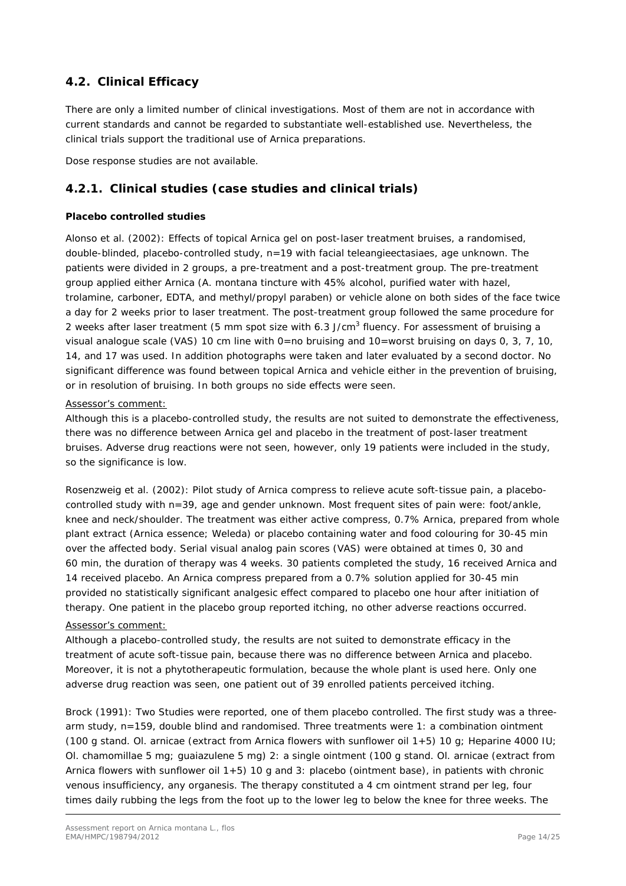## 4.2. Clinical Efficacy

There are only a limited number of clinical investigations. Most of them are not in accordance with current standards and cannot be regarded to substantiate well-established use. Nevertheless, the clinical trials support the traditional use of Arnica preparations.

Dose response studies are not available.

### 4.2.1. Clinical studies (case studies and clinical trials)

**Placebo controlled studies**

Alonso et al. (2002): Effects of topical Arnica gel on post-laser treatment bruises, a randomised, double-blinded, placebo-controlled study, n=19 with facial teleangieectasiaes, age unknown. The patients were divided in 2 groups, a pre-treatment and a post-treatment group. The pre-treatment group applied either Arnica (A. montana tincture with 45% alcohol, purified water with hazel, trolamine, carboner, EDTA, and methyl/propyl paraben) or vehicle alone on both sides of the face twice a day for 2 weeks prior to laser treatment. The post-treatment group followed the same procedure for 2 weeks after laser treatment (5 mm spot size with 6.3 J/cm$^3$ fluency. For assessment of bruising a visual analogue scale (VAS) 10 cm line with 0=no bruising and 10=worst bruising on days 0, 3, 7, 10, 14, and 17 was used. In addition photographs were taken and later evaluated by a second doctor. No significant difference was found between topical Arnica and vehicle either in the prevention of bruising, or in resolution of bruising. In both groups no side effects were seen.

Assessor's comment:

Although this is a placebo-controlled study, the results are not suited to demonstrate the effectiveness, there was no difference between Arnica gel and placebo in the treatment of post-laser treatment bruises. Adverse drug reactions were not seen, however, only 19 patients were included in the study, so the significance is low.

Rosenzweig et al. (2002): Pilot study of Arnica compress to relieve acute soft-tissue pain, a placebo-controlled study with n=39, age and gender unknown. Most frequent sites of pain were: foot/ankle, knee and neck/shoulder. The treatment was either active compress, 0.7% Arnica, prepared from whole plant extract (Arnica essence; Weleda) or placebo containing water and food colouring for 30-45 min over the affected body. Serial visual analog pain scores (VAS) were obtained at times 0, 30 and 60 min, the duration of therapy was 4 weeks. 30 patients completed the study, 16 received Arnica and 14 received placebo. An Arnica compress prepared from a 0.7% solution applied for 30-45 min provided no statistically significant analgesic effect compared to placebo one hour after initiation of therapy. One patient in the placebo group reported itching, no other adverse reactions occurred.

Assessor's comment:

Although a placebo-controlled study, the results are not suited to demonstrate efficacy in the treatment of acute soft-tissue pain, because there was no difference between Arnica and placebo. Moreover, it is not a phytotherapeutic formulation, because the whole plant is used here. Only one adverse drug reaction was seen, one patient out of 39 enrolled patients perceived itching.

Brock (1991): Two Studies were reported, one of them placebo controlled. The first study was a three-arm study, n=159, double blind and randomised. Three treatments were 1: a combination ointment (100 g stand. Ol. arnicae (extract from Arnica flowers with sunflower oil 1+5) 10 g; Heparine 4000 IU; Ol. chamomillae 5 mg; guaiazulene 5 mg) 2: a single ointment (100 g stand. Ol. arnicae (extract from Arnica flowers with sunflower oil 1+5) 10 g and 3: placebo (ointment base), in patients with chronic venous insufficiency, any organesis. The therapy constituted a 4 cm ointment strand per leg, four times daily rubbing the legs from the foot up to the lower leg to below the knee for three weeks. The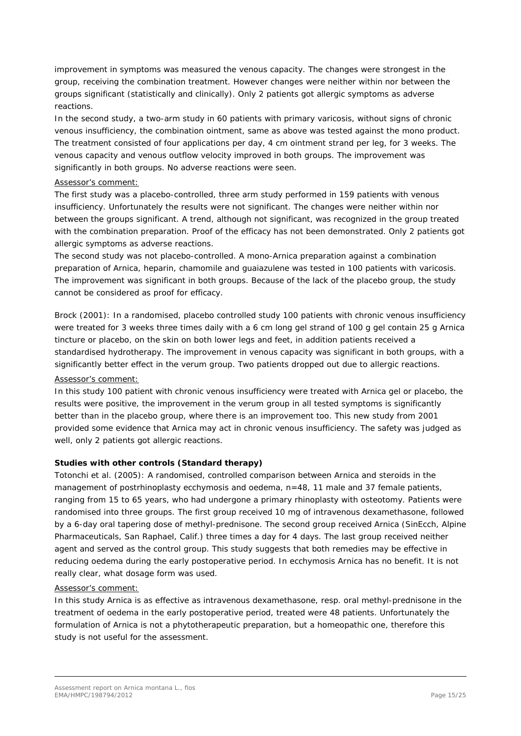improvement in symptoms was measured the venous capacity. The changes were strongest in the group, receiving the combination treatment. However changes were neither within nor between the groups significant (statistically and clinically). Only 2 patients got allergic symptoms as adverse reactions.

In the second study, a two-arm study in 60 patients with primary varicosis, without signs of chronic venous insufficiency, the combination ointment, same as above was tested against the mono product. The treatment consisted of four applications per day, 4 cm ointment strand per leg, for 3 weeks. The venous capacity and venous outflow velocity improved in both groups. The improvement was significantly in both groups. No adverse reactions were seen.

Assessor's comment:

The first study was a placebo-controlled, three arm study performed in 159 patients with venous insufficiency. Unfortunately the results were not significant. The changes were neither within nor between the groups significant. A trend, although not significant, was recognized in the group treated with the combination preparation. Proof of the efficacy has not been demonstrated. Only 2 patients got allergic symptoms as adverse reactions.

The second study was not placebo-controlled. A mono-Arnica preparation against a combination preparation of Arnica, heparin, chamomile and guaiazulene was tested in 100 patients with varicosis. The improvement was significant in both groups. Because of the lack of the placebo group, the study cannot be considered as proof for efficacy.

Brock (2001): In a randomised, placebo controlled study 100 patients with chronic venous insufficiency were treated for 3 weeks three times daily with a 6 cm long gel strand of 100 g gel contain 25 g Arnica tincture or placebo, on the skin on both lower legs and feet, in addition patients received a standardised hydrotherapy. The improvement in venous capacity was significant in both groups, with a significantly better effect in the verum group. Two patients dropped out due to allergic reactions.

Assessor's comment:

In this study 100 patient with chronic venous insufficiency were treated with Arnica gel or placebo, the results were positive, the improvement in the verum group in all tested symptoms is significantly better than in the placebo group, where there is an improvement too. This new study from 2001 provided some evidence that Arnica may act in chronic venous insufficiency. The safety was judged as well, only 2 patients got allergic reactions.

**Studies with other controls (Standard therapy)**

Totonchi et al. (2005): A randomised, controlled comparison between Arnica and steroids in the management of postrhinoplasty ecchymosis and oedema, n=48, 11 male and 37 female patients, ranging from 15 to 65 years, who had undergone a primary rhinoplasty with osteotomy. Patients were randomised into three groups. The first group received 10 mg of intravenous dexamethasone, followed by a 6-day oral tapering dose of methyl-prednisone. The second group received Arnica (SinEcch, Alpine Pharmaceuticals, San Raphael, Calif.) three times a day for 4 days. The last group received neither agent and served as the control group. This study suggests that both remedies may be effective in reducing oedema during the early postoperative period. In ecchymosis Arnica has no benefit. It is not really clear, what dosage form was used.

Assessor's comment:

In this study Arnica is as effective as intravenous dexamethasone, resp. oral methyl-prednisone in the treatment of oedema in the early postoperative period, treated were 48 patients. Unfortunately the formulation of Arnica is not a phytotherapeutic preparation, but a homeopathic one, therefore this study is not useful for the assessment.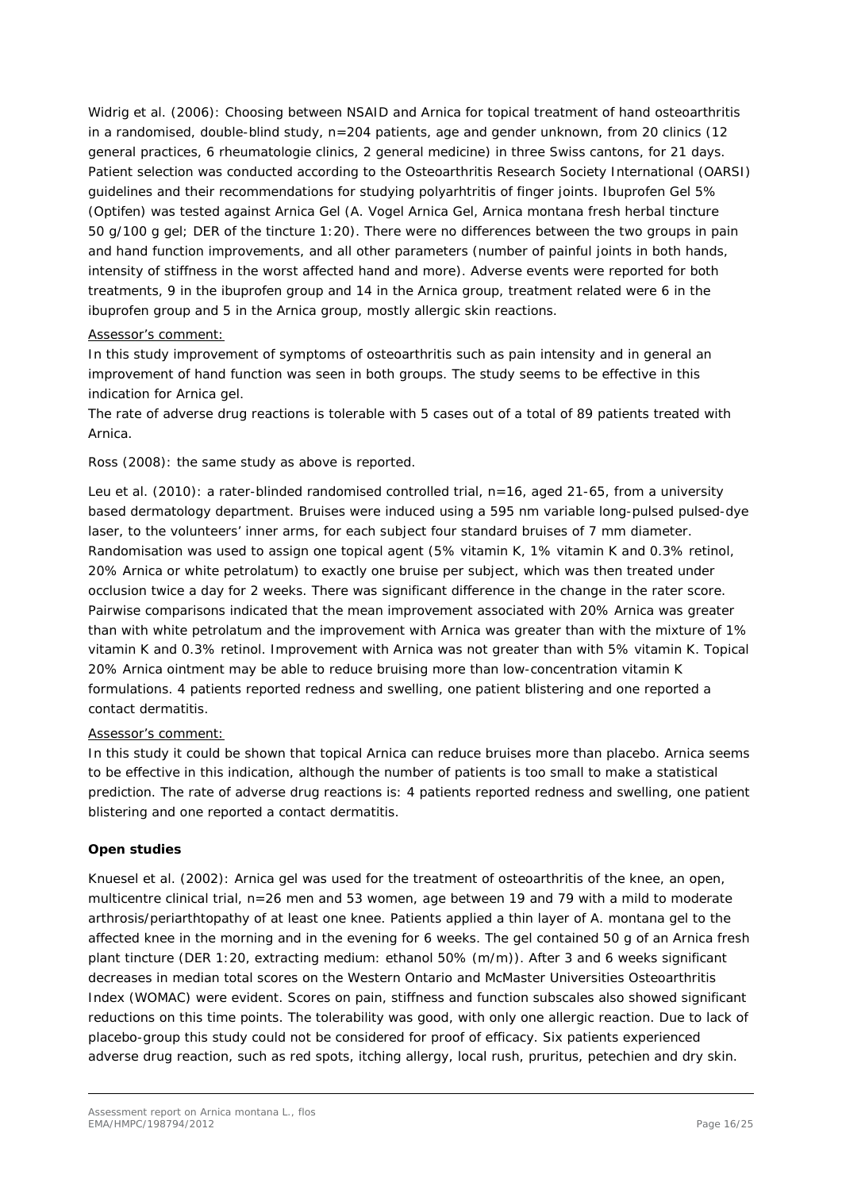Widrig et al. (2006): Choosing between NSAID and Arnica for topical treatment of hand osteoarthritis in a randomised, double-blind study, n=204 patients, age and gender unknown, from 20 clinics (12 general practices, 6 rheumatologie clinics, 2 general medicine) in three Swiss cantons, for 21 days. Patient selection was conducted according to the Osteoarthritis Research Society International (OARSI) guidelines and their recommendations for studying polyarhtritis of finger joints. Ibuprofen Gel 5% (Optifen) was tested against Arnica Gel (A. Vogel Arnica Gel, Arnica montana fresh herbal tincture 50 g/100 g gel; DER of the tincture 1:20). There were no differences between the two groups in pain and hand function improvements, and all other parameters (number of painful joints in both hands, intensity of stiffness in the worst affected hand and more). Adverse events were reported for both treatments, 9 in the ibuprofen group and 14 in the Arnica group, treatment related were 6 in the ibuprofen group and 5 in the Arnica group, mostly allergic skin reactions.

Assessor's comment:

In this study improvement of symptoms of osteoarthritis such as pain intensity and in general an improvement of hand function was seen in both groups. The study seems to be effective in this indication for Arnica gel.

The rate of adverse drug reactions is tolerable with 5 cases out of a total of 89 patients treated with Arnica.

Ross (2008): the same study as above is reported.

Leu et al. (2010): a rater-blinded randomised controlled trial, n=16, aged 21-65, from a university based dermatology department. Bruises were induced using a 595 nm variable long-pulsed pulsed-dye laser, to the volunteers' inner arms, for each subject four standard bruises of 7 mm diameter. Randomisation was used to assign one topical agent (5% vitamin K, 1% vitamin K and 0.3% retinol, 20% Arnica or white petrolatum) to exactly one bruise per subject, which was then treated under occlusion twice a day for 2 weeks. There was significant difference in the change in the rater score. Pairwise comparisons indicated that the mean improvement associated with 20% Arnica was greater than with white petrolatum and the improvement with Arnica was greater than with the mixture of 1% vitamin K and 0.3% retinol. Improvement with Arnica was not greater than with 5% vitamin K. Topical 20% Arnica ointment may be able to reduce bruising more than low-concentration vitamin K formulations. 4 patients reported redness and swelling, one patient blistering and one reported a contact dermatitis.

Assessor's comment:

In this study it could be shown that topical Arnica can reduce bruises more than placebo. Arnica seems to be effective in this indication, although the number of patients is too small to make a statistical prediction. The rate of adverse drug reactions is: 4 patients reported redness and swelling, one patient blistering and one reported a contact dermatitis.

**Open studies**

Knuesel et al. (2002): Arnica gel was used for the treatment of osteoarthritis of the knee, an open, multicentre clinical trial, n=26 men and 53 women, age between 19 and 79 with a mild to moderate arthrosis/periarthtopathy of at least one knee. Patients applied a thin layer of A. montana gel to the affected knee in the morning and in the evening for 6 weeks. The gel contained 50 g of an Arnica fresh plant tincture (DER 1:20, extracting medium: ethanol 50% (m/m)). After 3 and 6 weeks significant decreases in median total scores on the Western Ontario and McMaster Universities Osteoarthritis Index (WOMAC) were evident. Scores on pain, stiffness and function subscales also showed significant reductions on this time points. The tolerability was good, with only one allergic reaction. Due to lack of placebo-group this study could not be considered for proof of efficacy. Six patients experienced adverse drug reaction, such as red spots, itching allergy, local rush, pruritus, petechien and dry skin.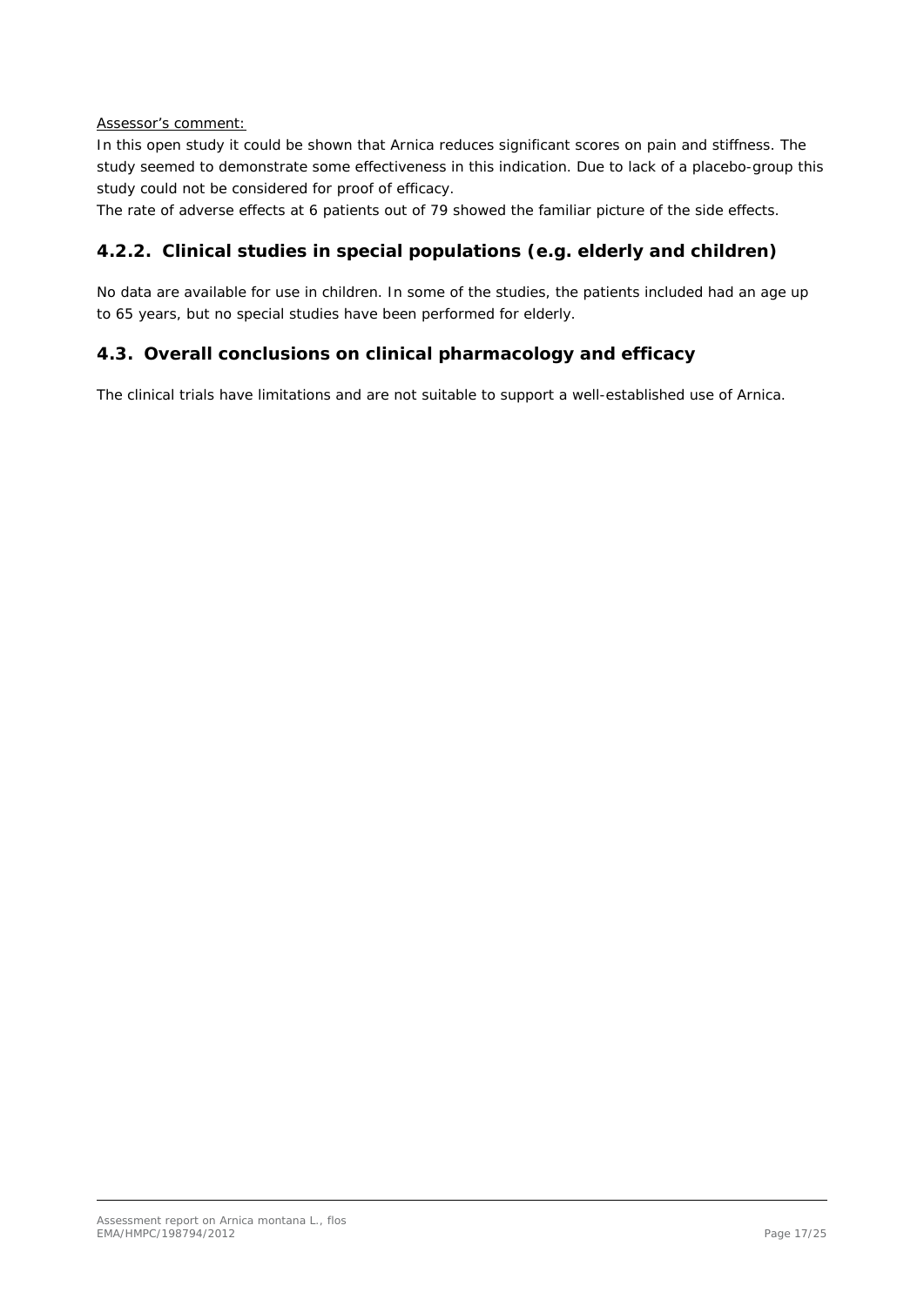Assessor's comment:

In this open study it could be shown that Arnica reduces significant scores on pain and stiffness. The study seemed to demonstrate some effectiveness in this indication. Due to lack of a placebo-group this study could not be considered for proof of efficacy.

The rate of adverse effects at 6 patients out of 79 showed the familiar picture of the side effects.

### 4.2.2. Clinical studies in special populations (e.g. elderly and children)

No data are available for use in children. In some of the studies, the patients included had an age up to 65 years, but no special studies have been performed for elderly.

## 4.3. Overall conclusions on clinical pharmacology and efficacy

The clinical trials have limitations and are not suitable to support a well-established use of Arnica.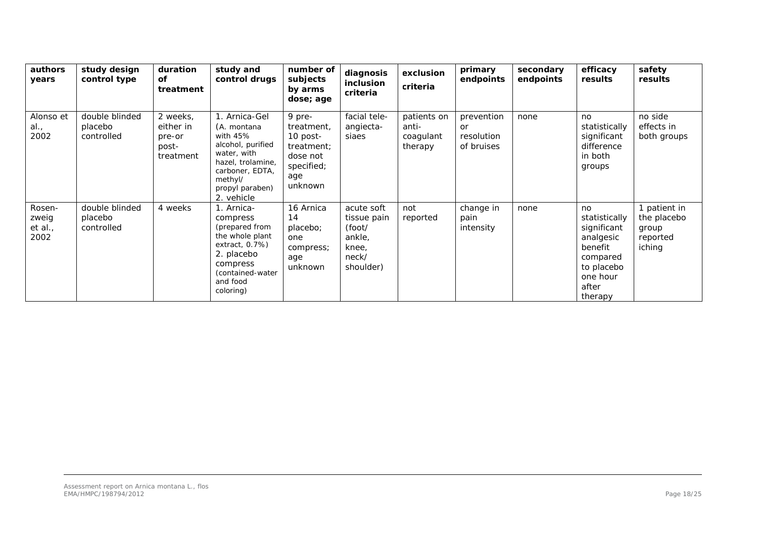| authors years | study design control type | duration of treatment | study and control drugs | number of subjects by arms dose; age | diagnosis inclusion criteria | exclusion criteria | primary endpoints | secondary endpoints | efficacy results | safety results |
|---|---|---|---|---|---|---|---|---|---|---|
| Alonso et al., 2002 | double blinded placebo controlled | 2 weeks, either in pre-or post-treatment | 1. Arnica-Gel (A. montana with 45% alcohol, purified water, with hazel, trolamine, carboner, EDTA, methyl/ propyl paraben) 2. vehicle | 9 pre-treatment, 10 post-treatment; dose not specified; age unknown | facial tele-angiecta-siaes | patients on anti-coagulant therapy | prevention or resolution of bruises | none | no statistically significant difference in both groups | no side effects in both groups |
| Rosen-zweig et al., 2002 | double blinded placebo controlled | 4 weeks | 1. Arnica-compress (prepared from the whole plant extract, 0.7%) 2. placebo compress (contained-water and food coloring) | 16 Arnica 14 placebo; one compress; age unknown | acute soft tissue pain (foot/ ankle, knee, neck/ shoulder) | not reported | change in pain intensity | none | no statistically significant analgesic benefit compared to placebo one hour after therapy | 1 patient in the placebo group reported iching |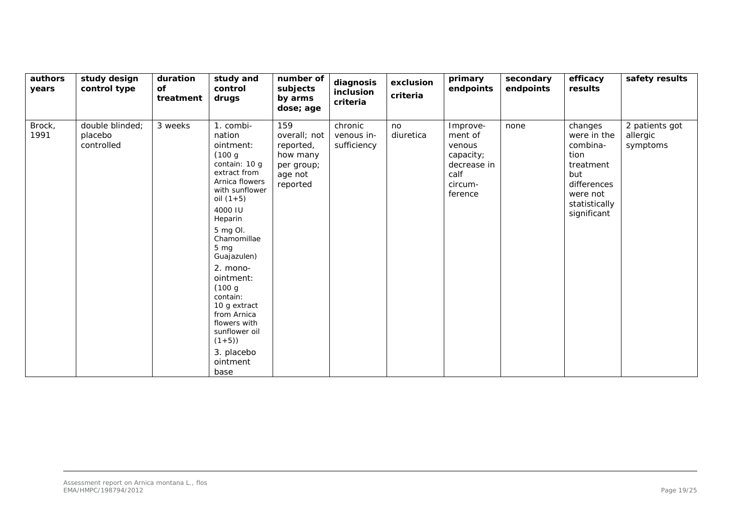| authors years | study design control type | duration of treatment | study and control drugs | number of subjects by arms dose; age | diagnosis inclusion criteria | exclusion criteria | primary endpoints | secondary endpoints | efficacy results | safety results |
|---|---|---|---|---|---|---|---|---|---|---|
| Brock, 1991 | double blinded; placebo controlled | 3 weeks | 1. combination ointment: (100 g contain: 10 g extract from Arnica flowers with sunflower oil (1+5) 4000 IU Heparin 5 mg Ol. Chamomillae 5 mg Guajazulen) 2. mono-ointment: (100 g contain: 10 g extract from Arnica flowers with sunflower oil (1+5)) 3. placebo ointment base | 159 overall; not reported, how many per group; age not reported | chronic venous insufficiency | no diuretica | Improvement of venous capacity; decrease in calf circumference | none | changes were in the combination treatment but differences were not statistically significant | 2 patients got allergic symptoms |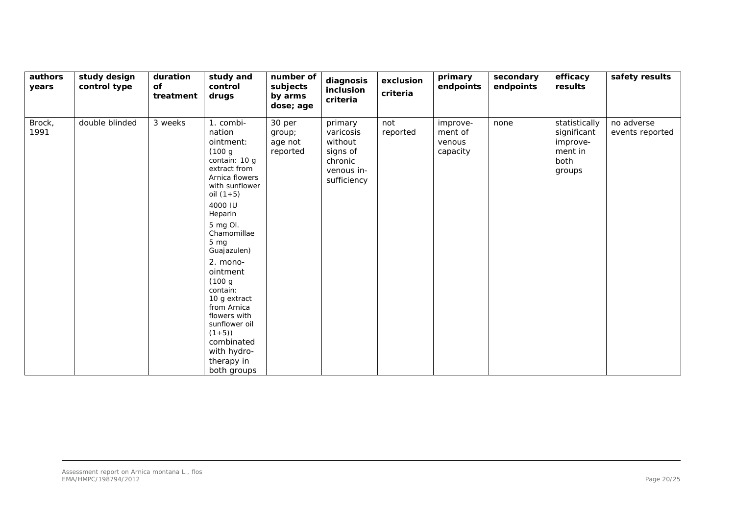| authors years | study design control type | duration of treatment | study and control drugs | number of subjects by arms dose; age | diagnosis inclusion criteria | exclusion criteria | primary endpoints | secondary endpoints | efficacy results | safety results |
|---|---|---|---|---|---|---|---|---|---|---|
| Brock, 1991 | double blinded | 3 weeks | 1. combination ointment: (100 g contain: 10 g extract from Arnica flowers with sunflower oil (1+5) 4000 IU Heparin 5 mg Ol. Chamomillae 5 mg Guajazulen) 2. mono-ointment (100 g contain: 10 g extract from Arnica flowers with sunflower oil (1+5)) combinated with hydrotherapy in both groups | 30 per group; age not reported | primary varicosis without signs of chronic venous insufficiency | not reported | improvement of venous capacity | none | statistically significant improvement in both groups | no adverse events reported |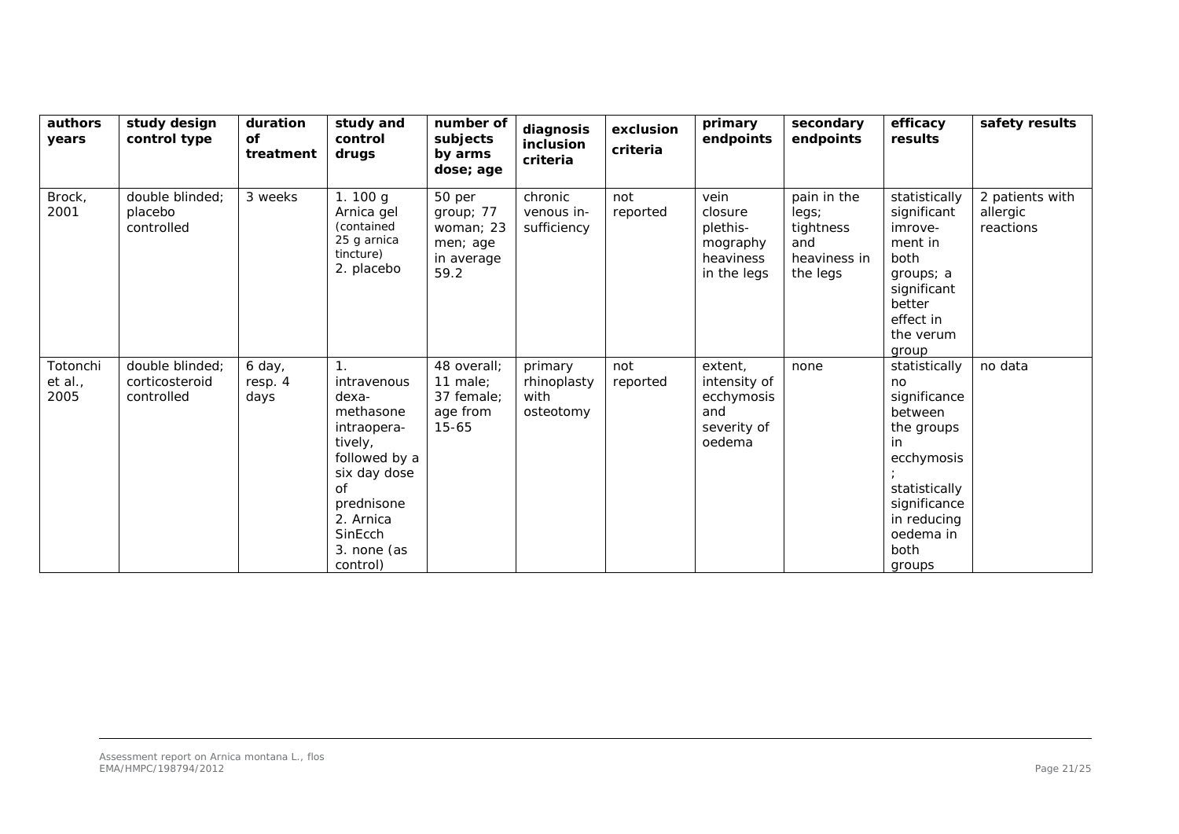| authors years | study design control type | duration of treatment | study and control drugs | number of subjects by arms dose; age | diagnosis inclusion criteria | exclusion criteria | primary endpoints | secondary endpoints | efficacy results | safety results |
|---|---|---|---|---|---|---|---|---|---|---|
| Brock, 2001 | double blinded; placebo controlled | 3 weeks | 1. 100 g Arnica gel (contained 25 g arnica tincture) 2. placebo | 50 per group; 77 woman; 23 men; age in average 59.2 | chronic venous in-sufficiency | not reported | vein closure plethis-mography heaviness in the legs | pain in the legs; tightness and heaviness in the legs | statistically significant imrove-ment in both groups; a significant better effect in the verum group | 2 patients with allergic reactions |
| Totonchi et al., 2005 | double blinded; corticosteroid controlled | 6 day, resp. 4 days | 1. intravenous dexa-methasone intraopera-tively, followed by a six day dose of prednisone 2. Arnica SinEcch 3. none (as control) | 48 overall; 11 male; 37 female; age from 15-65 | primary rhinoplasty with osteotomy | not reported | extent, intensity of ecchymosis and severity of oedema | none | statistically no significance between the groups in ecchymosis ; statistically significance in reducing oedema in both groups | no data |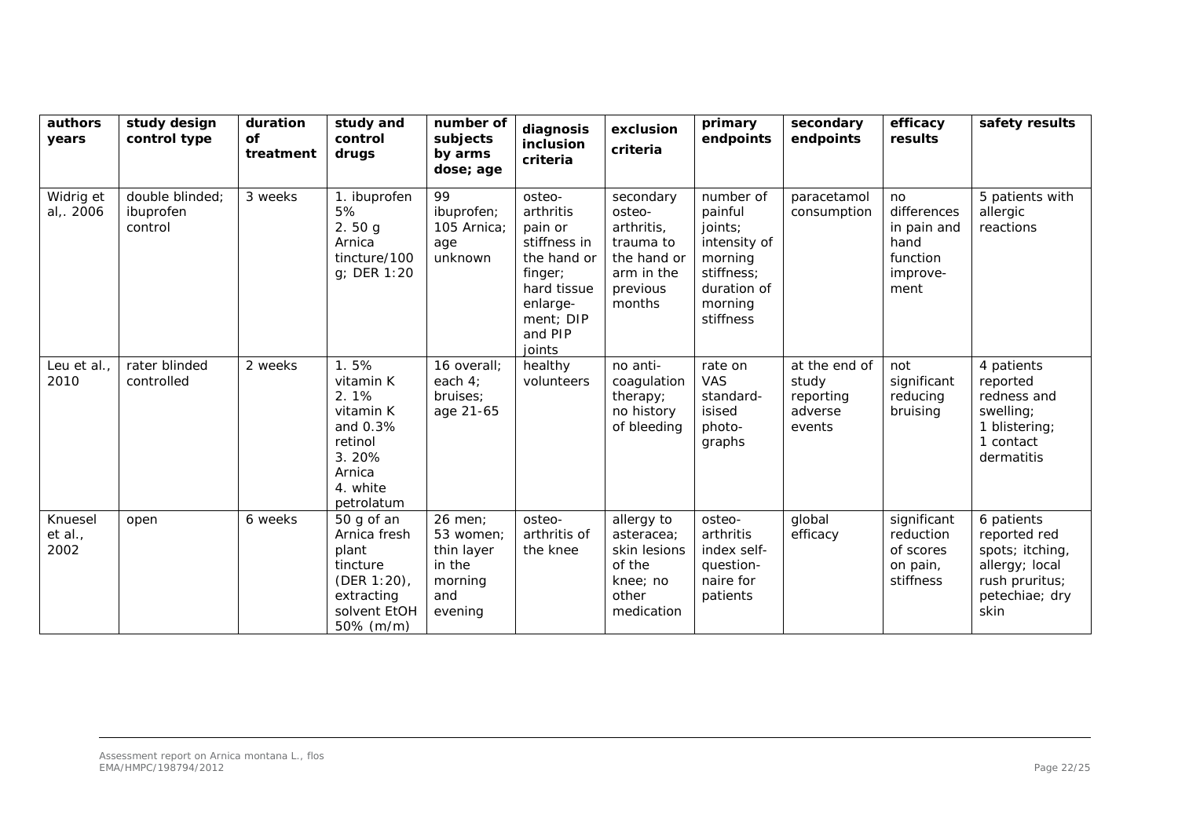| authors years | study design control type | duration of treatment | study and control drugs | number of subjects by arms dose; age | diagnosis inclusion criteria | exclusion criteria | primary endpoints | secondary endpoints | efficacy results | safety results |
|---|---|---|---|---|---|---|---|---|---|---|
| Widrig et al,. 2006 | double blinded; ibuprofen control | 3 weeks | 1. ibuprofen 5% 2. 50 g Arnica tincture/100 g; DER 1:20 | 99 ibuprofen; 105 Arnica; age unknown | osteo-arthritis pain or stiffness in the hand or finger; hard tissue enlarge-ment; DIP and PIP joints | secondary osteo-arthritis, trauma to the hand or arm in the previous months | number of painful joints; intensity of morning stiffness; duration of morning stiffness | paracetamol consumption | no differences in pain and hand function improve-ment | 5 patients with allergic reactions |
| Leu et al., 2010 | rater blinded controlled | 2 weeks | 1. 5% vitamin K 2. 1% vitamin K and 0.3% retinol 3. 20% Arnica 4. white petrolatum | 16 overall; each 4; bruises; age 21-65 | healthy volunteers | no anti-coagulation therapy; no history of bleeding | rate on VAS standard-isised photo-graphs | at the end of study reporting adverse events | not significant reducing bruising | 4 patients reported redness and swelling; 1 blistering; 1 contact dermatitis |
| Knuesel et al., 2002 | open | 6 weeks | 50 g of an Arnica fresh plant tincture (DER 1:20), extracting solvent EtOH 50% (m/m) | 26 men; 53 women; thin layer in the morning and evening | osteo-arthritis of the knee | allergy to asteracea; skin lesions of the knee; no other medication | osteo-arthritis index self-question-naire for patients | global efficacy | significant reduction of scores on pain, stiffness | 6 patients reported red spots; itching, allergy; local rush pruritus; petechiae; dry skin |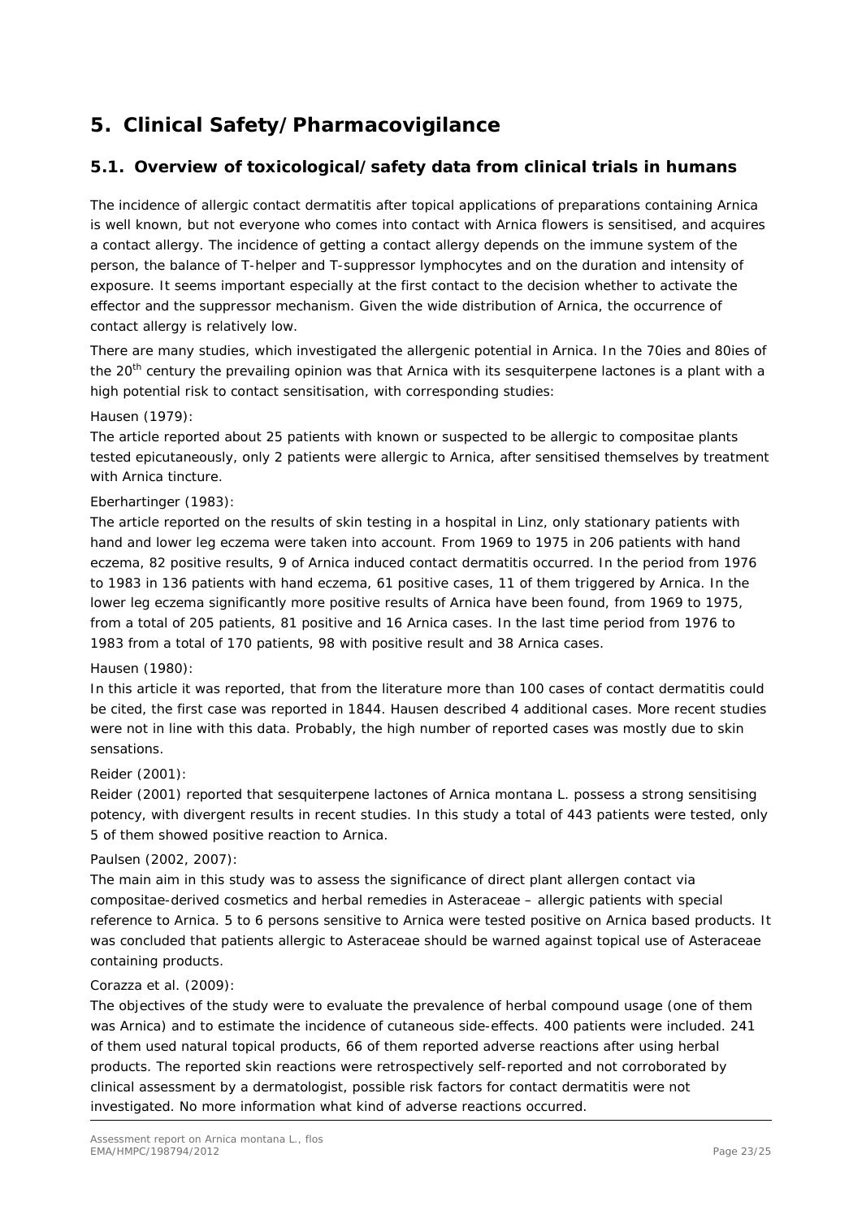# 5. Clinical Safety/Pharmacovigilance

## 5.1. Overview of toxicological/safety data from clinical trials in humans

The incidence of allergic contact dermatitis after topical applications of preparations containing Arnica is well known, but not everyone who comes into contact with Arnica flowers is sensitised, and acquires a contact allergy. The incidence of getting a contact allergy depends on the immune system of the person, the balance of T-helper and T-suppressor lymphocytes and on the duration and intensity of exposure. It seems important especially at the first contact to the decision whether to activate the effector and the suppressor mechanism. Given the wide distribution of Arnica, the occurrence of contact allergy is relatively low.

There are many studies, which investigated the allergenic potential in Arnica. In the 70ies and 80ies of the 20[th] century the prevailing opinion was that Arnica with its sesquiterpene lactones is a plant with a high potential risk to contact sensitisation, with corresponding studies:

Hausen (1979):

The article reported about 25 patients with known or suspected to be allergic to compositae plants tested epicutaneously, only 2 patients were allergic to Arnica, after sensitised themselves by treatment with Arnica tincture.

Eberhartinger (1983):

The article reported on the results of skin testing in a hospital in Linz, only stationary patients with hand and lower leg eczema were taken into account. From 1969 to 1975 in 206 patients with hand eczema, 82 positive results, 9 of Arnica induced contact dermatitis occurred. In the period from 1976 to 1983 in 136 patients with hand eczema, 61 positive cases, 11 of them triggered by Arnica. In the lower leg eczema significantly more positive results of Arnica have been found, from 1969 to 1975, from a total of 205 patients, 81 positive and 16 Arnica cases. In the last time period from 1976 to 1983 from a total of 170 patients, 98 with positive result and 38 Arnica cases.

Hausen (1980):

In this article it was reported, that from the literature more than 100 cases of contact dermatitis could be cited, the first case was reported in 1844. Hausen described 4 additional cases. More recent studies were not in line with this data. Probably, the high number of reported cases was mostly due to skin sensations.

Reider (2001):

Reider (2001) reported that sesquiterpene lactones of Arnica montana L. possess a strong sensitising potency, with divergent results in recent studies. In this study a total of 443 patients were tested, only 5 of them showed positive reaction to Arnica.

Paulsen (2002, 2007):

The main aim in this study was to assess the significance of direct plant allergen contact via compositae-derived cosmetics and herbal remedies in Asteraceae – allergic patients with special reference to Arnica. 5 to 6 persons sensitive to Arnica were tested positive on Arnica based products. It was concluded that patients allergic to Asteraceae should be warned against topical use of Asteraceae containing products.

Corazza et al. (2009):

The objectives of the study were to evaluate the prevalence of herbal compound usage (one of them was Arnica) and to estimate the incidence of cutaneous side-effects. 400 patients were included. 241 of them used natural topical products, 66 of them reported adverse reactions after using herbal products. The reported skin reactions were retrospectively self-reported and not corroborated by clinical assessment by a dermatologist, possible risk factors for contact dermatitis were not investigated. No more information what kind of adverse reactions occurred.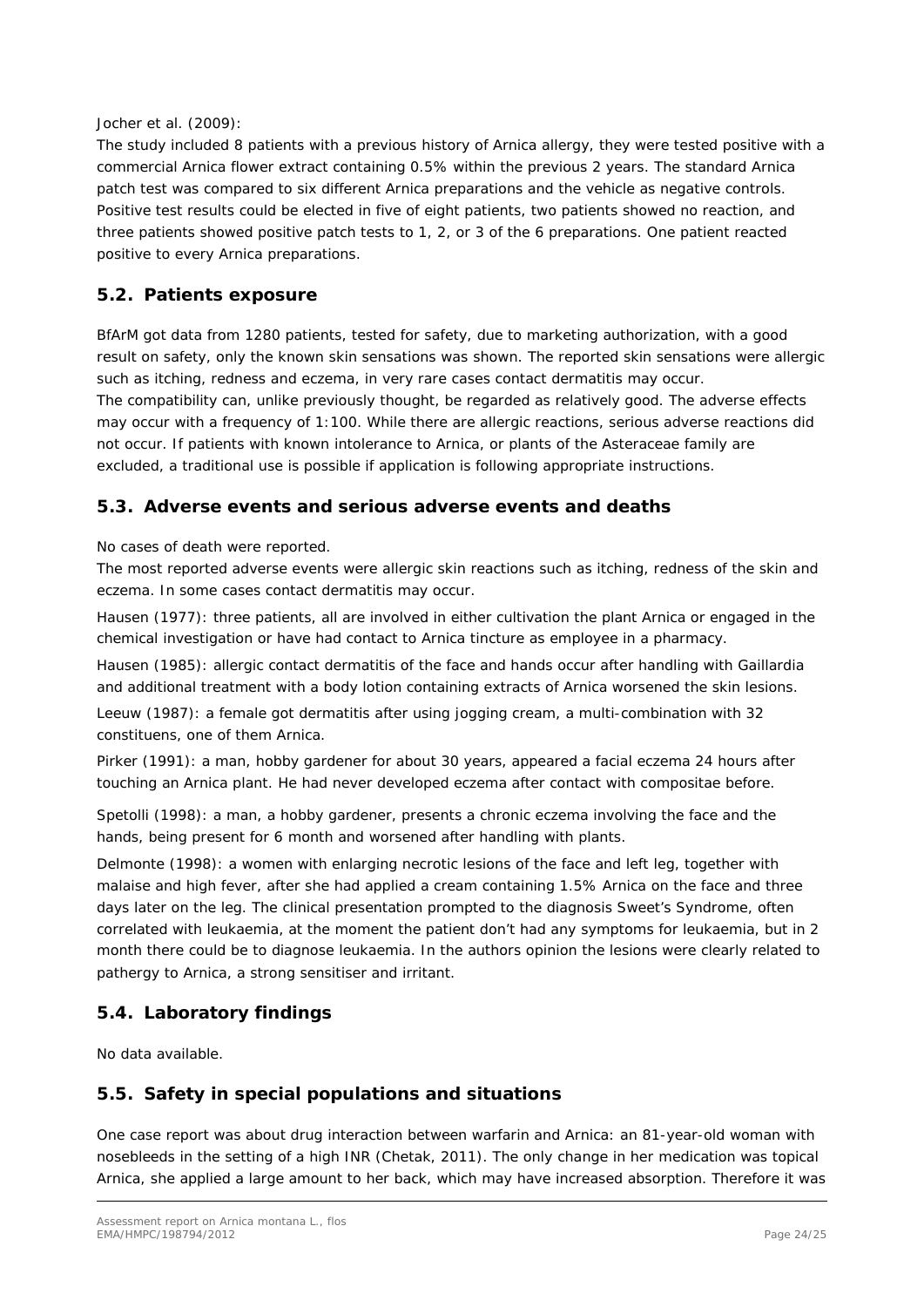Jocher et al. (2009):

The study included 8 patients with a previous history of Arnica allergy, they were tested positive with a commercial Arnica flower extract containing 0.5% within the previous 2 years. The standard Arnica patch test was compared to six different Arnica preparations and the vehicle as negative controls. Positive test results could be elected in five of eight patients, two patients showed no reaction, and three patients showed positive patch tests to 1, 2, or 3 of the 6 preparations. One patient reacted positive to every Arnica preparations.

## 5.2. Patients exposure

BfArM got data from 1280 patients, tested for safety, due to marketing authorization, with a good result on safety, only the known skin sensations was shown. The reported skin sensations were allergic such as itching, redness and eczema, in very rare cases contact dermatitis may occur.

The compatibility can, unlike previously thought, be regarded as relatively good. The adverse effects may occur with a frequency of 1:100. While there are allergic reactions, serious adverse reactions did not occur. If patients with known intolerance to Arnica, or plants of the Asteraceae family are excluded, a traditional use is possible if application is following appropriate instructions.

## 5.3. Adverse events and serious adverse events and deaths

No cases of death were reported.

The most reported adverse events were allergic skin reactions such as itching, redness of the skin and eczema. In some cases contact dermatitis may occur.

Hausen (1977): three patients, all are involved in either cultivation the plant Arnica or engaged in the chemical investigation or have had contact to Arnica tincture as employee in a pharmacy.

Hausen (1985): allergic contact dermatitis of the face and hands occur after handling with Gaillardia and additional treatment with a body lotion containing extracts of Arnica worsened the skin lesions.

Leeuw (1987): a female got dermatitis after using jogging cream, a multi-combination with 32 constituens, one of them Arnica.

Pirker (1991): a man, hobby gardener for about 30 years, appeared a facial eczema 24 hours after touching an Arnica plant. He had never developed eczema after contact with compositae before.

Spetolli (1998): a man, a hobby gardener, presents a chronic eczema involving the face and the hands, being present for 6 month and worsened after handling with plants.

Delmonte (1998): a women with enlarging necrotic lesions of the face and left leg, together with malaise and high fever, after she had applied a cream containing 1.5% Arnica on the face and three days later on the leg. The clinical presentation prompted to the diagnosis Sweet's Syndrome, often correlated with leukaemia, at the moment the patient don't had any symptoms for leukaemia, but in 2 month there could be to diagnose leukaemia. In the authors opinion the lesions were clearly related to pathergy to Arnica, a strong sensitiser and irritant.

## 5.4. Laboratory findings

No data available.

## 5.5. Safety in special populations and situations

One case report was about drug interaction between warfarin and Arnica: an 81-year-old woman with nosebleeds in the setting of a high INR (Chetak, 2011). The only change in her medication was topical Arnica, she applied a large amount to her back, which may have increased absorption. Therefore it was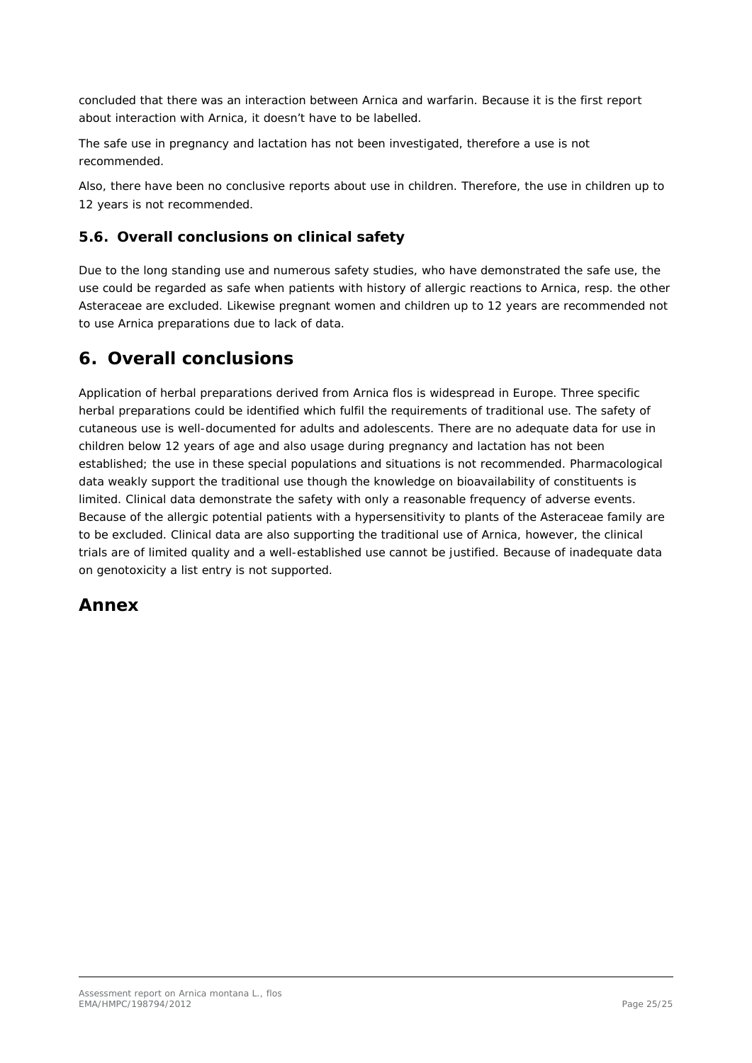concluded that there was an interaction between Arnica and warfarin. Because it is the first report about interaction with Arnica, it doesn't have to be labelled.

The safe use in pregnancy and lactation has not been investigated, therefore a use is not recommended.

Also, there have been no conclusive reports about use in children. Therefore, the use in children up to 12 years is not recommended.

### 5.6. Overall conclusions on clinical safety

Due to the long standing use and numerous safety studies, who have demonstrated the safe use, the use could be regarded as safe when patients with history of allergic reactions to Arnica, resp. the other Asteraceae are excluded. Likewise pregnant women and children up to 12 years are recommended not to use Arnica preparations due to lack of data.

## 6. Overall conclusions

Application of herbal preparations derived from Arnica flos is widespread in Europe. Three specific herbal preparations could be identified which fulfil the requirements of traditional use. The safety of cutaneous use is well-documented for adults and adolescents. There are no adequate data for use in children below 12 years of age and also usage during pregnancy and lactation has not been established; the use in these special populations and situations is not recommended. Pharmacological data weakly support the traditional use though the knowledge on bioavailability of constituents is limited. Clinical data demonstrate the safety with only a reasonable frequency of adverse events. Because of the allergic potential patients with a hypersensitivity to plants of the Asteraceae family are to be excluded. Clinical data are also supporting the traditional use of Arnica, however, the clinical trials are of limited quality and a well-established use cannot be justified. Because of inadequate data on genotoxicity a list entry is not supported.

## Annex